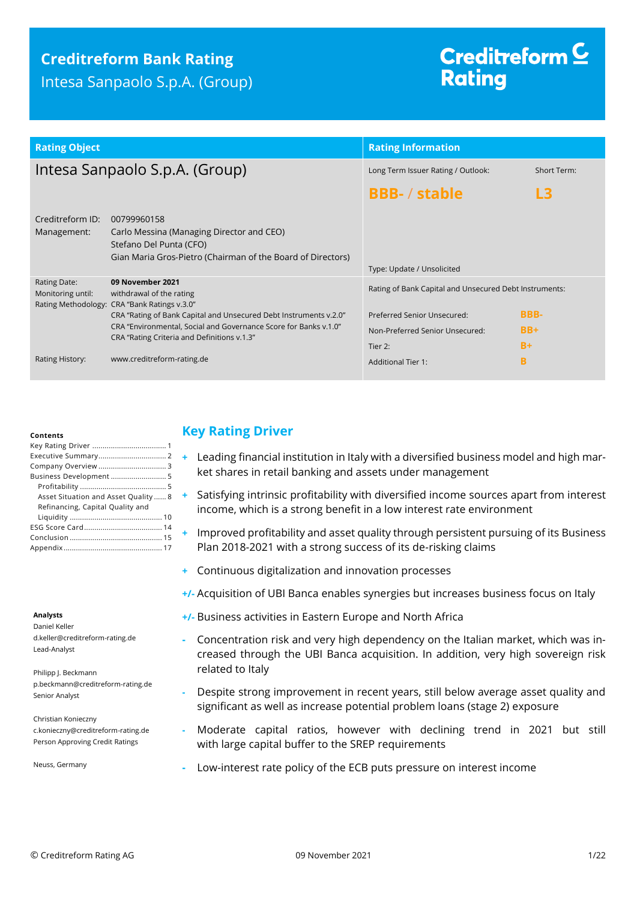# Creditreform Bank Rating

Intesa Sanpaolo S.p.A. (Group)

Creditreform Rating

| Rating Object | | Rating Information | |
|---|---|---|---|
| Intesa Sanpaolo S.p.A. (Group) | | Long Term Issuer Rating / Outlook: | Short Term: |
| | | **BBB- / stable** | **L3** |
| Creditreform ID: | 00799960158 | | |
| Management: | Carlo Messina (Managing Director and CEO)<br>Stefano Del Punta (CFO)<br>Gian Maria Gros-Pietro (Chairman of the Board of Directors) | Type: Update / Unsolicited | |
| Rating Date: | **09 November 2021** | Rating of Bank Capital and Unsecured Debt Instruments: | |
| Monitoring until: | withdrawal of the rating | | |
| Rating Methodology: | CRA "Bank Ratings v.3.0"<br>CRA "Rating of Bank Capital and Unsecured Debt Instruments v.2.0"<br>CRA "Environmental, Social and Governance Score for Banks v.1.0"<br>CRA "Rating Criteria and Definitions v.1.3" | Preferred Senior Unsecured: | **BBB-** |
| | | Non-Preferred Senior Unsecured: | **BB+** |
| | | Tier 2: | **B+** |
| Rating History: | www.creditreform-rating.de | Additional Tier 1: | **B** |

**Contents**

- Key Rating Driver ... 1
- Executive Summary ... 2
- Company Overview ... 3
- Business Development ... 5
  - Profitability ... 5
  - Asset Situation and Asset Quality ... 8
  - Refinancing, Capital Quality and Liquidity ... 10
- ESG Score Card ... 14
- Conclusion ... 15
- Appendix ... 17

**Analysts**

Daniel Keller
d.keller@creditreform-rating.de
Lead-Analyst

Philipp J. Beckmann
p.beckmann@creditreform-rating.de
Senior Analyst

Christian Konieczny
c.konieczny@creditreform-rating.de
Person Approving Credit Ratings

Neuss, Germany

## Key Rating Driver

- **+** Leading financial institution in Italy with a diversified business model and high market shares in retail banking and assets under management
- **+** Satisfying intrinsic profitability with diversified income sources apart from interest income, which is a strong benefit in a low interest rate environment
- **+** Improved profitability and asset quality through persistent pursuing of its Business Plan 2018-2021 with a strong success of its de-risking claims
- **+** Continuous digitalization and innovation processes
- **+/-** Acquisition of UBI Banca enables synergies but increases business focus on Italy
- **+/-** Business activities in Eastern Europe and North Africa
- **-** Concentration risk and very high dependency on the Italian market, which was increased through the UBI Banca acquisition. In addition, very high sovereign risk related to Italy
- **-** Despite strong improvement in recent years, still below average asset quality and significant as well as increase potential problem loans (stage 2) exposure
- **-** Moderate capital ratios, however with declining trend in 2021 but still with large capital buffer to the SREP requirements
- **-** Low-interest rate policy of the ECB puts pressure on interest income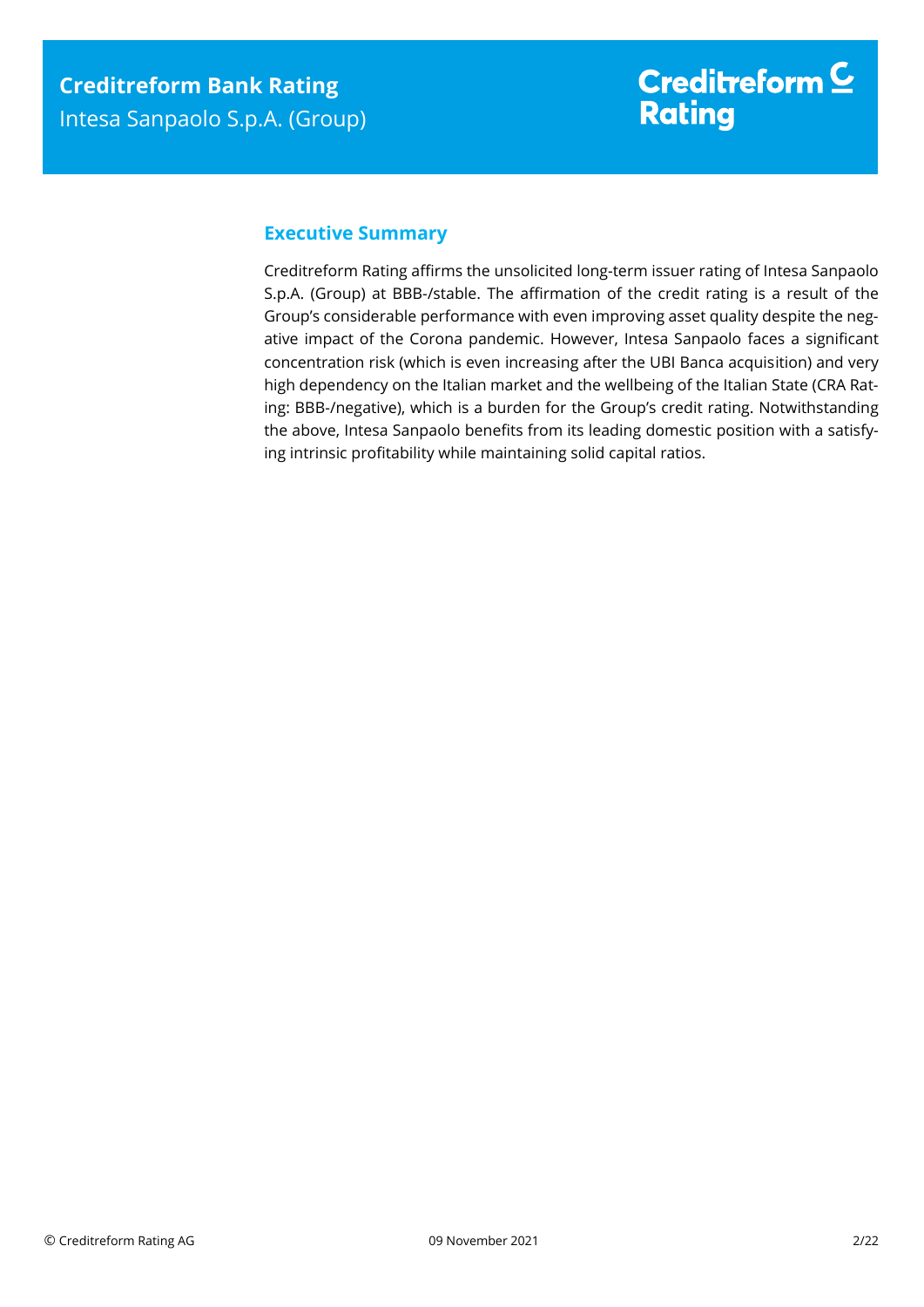## Executive Summary

Creditreform Rating affirms the unsolicited long-term issuer rating of Intesa Sanpaolo S.p.A. (Group) at BBB-/stable. The affirmation of the credit rating is a result of the Group's considerable performance with even improving asset quality despite the negative impact of the Corona pandemic. However, Intesa Sanpaolo faces a significant concentration risk (which is even increasing after the UBI Banca acquisition) and very high dependency on the Italian market and the wellbeing of the Italian State (CRA Rating: BBB-/negative), which is a burden for the Group's credit rating. Notwithstanding the above, Intesa Sanpaolo benefits from its leading domestic position with a satisfying intrinsic profitability while maintaining solid capital ratios.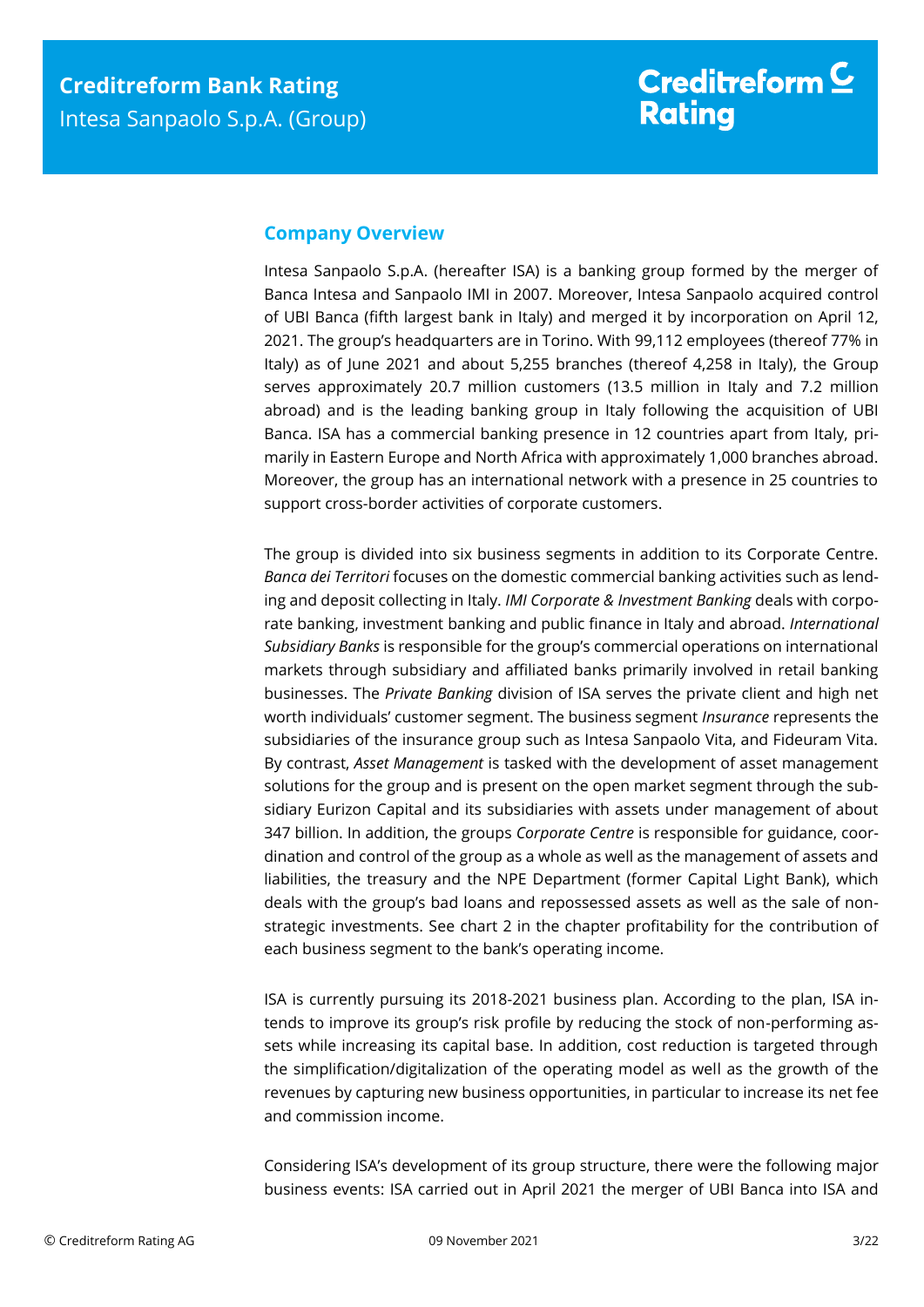## Company Overview

Intesa Sanpaolo S.p.A. (hereafter ISA) is a banking group formed by the merger of Banca Intesa and Sanpaolo IMI in 2007. Moreover, Intesa Sanpaolo acquired control of UBI Banca (fifth largest bank in Italy) and merged it by incorporation on April 12, 2021. The group's headquarters are in Torino. With 99,112 employees (thereof 77% in Italy) as of June 2021 and about 5,255 branches (thereof 4,258 in Italy), the Group serves approximately 20.7 million customers (13.5 million in Italy and 7.2 million abroad) and is the leading banking group in Italy following the acquisition of UBI Banca. ISA has a commercial banking presence in 12 countries apart from Italy, primarily in Eastern Europe and North Africa with approximately 1,000 branches abroad. Moreover, the group has an international network with a presence in 25 countries to support cross-border activities of corporate customers.

The group is divided into six business segments in addition to its Corporate Centre. *Banca dei Territori* focuses on the domestic commercial banking activities such as lending and deposit collecting in Italy. *IMI Corporate & Investment Banking* deals with corporate banking, investment banking and public finance in Italy and abroad. *International Subsidiary Banks* is responsible for the group's commercial operations on international markets through subsidiary and affiliated banks primarily involved in retail banking businesses. The *Private Banking* division of ISA serves the private client and high net worth individuals' customer segment. The business segment *Insurance* represents the subsidiaries of the insurance group such as Intesa Sanpaolo Vita, and Fideuram Vita. By contrast, *Asset Management* is tasked with the development of asset management solutions for the group and is present on the open market segment through the subsidiary Eurizon Capital and its subsidiaries with assets under management of about 347 billion. In addition, the groups *Corporate Centre* is responsible for guidance, coordination and control of the group as a whole as well as the management of assets and liabilities, the treasury and the NPE Department (former Capital Light Bank), which deals with the group's bad loans and repossessed assets as well as the sale of non-strategic investments. See chart 2 in the chapter profitability for the contribution of each business segment to the bank's operating income.

ISA is currently pursuing its 2018-2021 business plan. According to the plan, ISA intends to improve its group's risk profile by reducing the stock of non-performing assets while increasing its capital base. In addition, cost reduction is targeted through the simplification/digitalization of the operating model as well as the growth of the revenues by capturing new business opportunities, in particular to increase its net fee and commission income.

Considering ISA's development of its group structure, there were the following major business events: ISA carried out in April 2021 the merger of UBI Banca into ISA and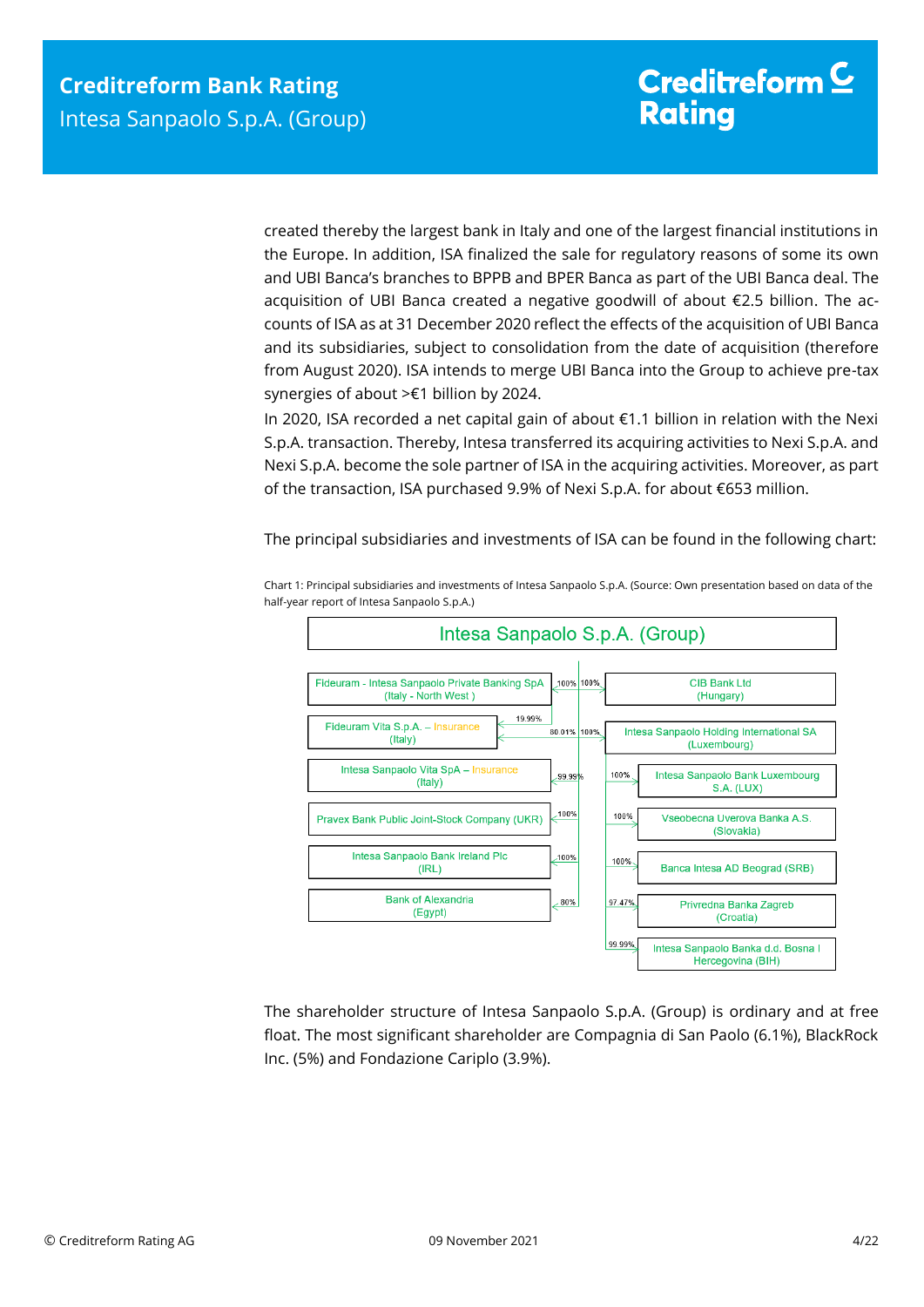created thereby the largest bank in Italy and one of the largest financial institutions in the Europe. In addition, ISA finalized the sale for regulatory reasons of some its own and UBI Banca's branches to BPPB and BPER Banca as part of the UBI Banca deal. The acquisition of UBI Banca created a negative goodwill of about €2.5 billion. The accounts of ISA as at 31 December 2020 reflect the effects of the acquisition of UBI Banca and its subsidiaries, subject to consolidation from the date of acquisition (therefore from August 2020). ISA intends to merge UBI Banca into the Group to achieve pre-tax synergies of about >€1 billion by 2024.

In 2020, ISA recorded a net capital gain of about €1.1 billion in relation with the Nexi S.p.A. transaction. Thereby, Intesa transferred its acquiring activities to Nexi S.p.A. and Nexi S.p.A. become the sole partner of ISA in the acquiring activities. Moreover, as part of the transaction, ISA purchased 9.9% of Nexi S.p.A. for about €653 million.

The principal subsidiaries and investments of ISA can be found in the following chart:

Chart 1: Principal subsidiaries and investments of Intesa Sanpaolo S.p.A. (Source: Own presentation based on data of the half-year report of Intesa Sanpaolo S.p.A.)

**Intesa Sanpaolo S.p.A. (Group)**

- Fideuram - Intesa Sanpaolo Private Banking SpA (Italy - North West) – 100%
  - Fideuram Vita S.p.A. – Insurance (Italy) – 19.99%
- Fideuram Vita S.p.A. – Insurance (Italy) – 80.01%
- Intesa Sanpaolo Vita SpA – Insurance (Italy) – 99.99%
- Pravex Bank Public Joint-Stock Company (UKR) – 100%
- Intesa Sanpaolo Bank Ireland Plc (IRL) – 100%
- Bank of Alexandria (Egypt) – 80%
- CIB Bank Ltd (Hungary) – 100%
- Intesa Sanpaolo Holding International SA (Luxembourg) – 100%
  - Intesa Sanpaolo Bank Luxembourg S.A. (LUX) – 100%
  - Vseobecna Uverova Banka A.S. (Slovakia) – 100%
  - Banca Intesa AD Beograd (SRB) – 100%
  - Privredna Banka Zagreb (Croatia) – 97.47%
  - Intesa Sanpaolo Banka d.d. Bosna I Hercegovina (BIH) – 99.99%

The shareholder structure of Intesa Sanpaolo S.p.A. (Group) is ordinary and at free float. The most significant shareholder are Compagnia di San Paolo (6.1%), BlackRock Inc. (5%) and Fondazione Cariplo (3.9%).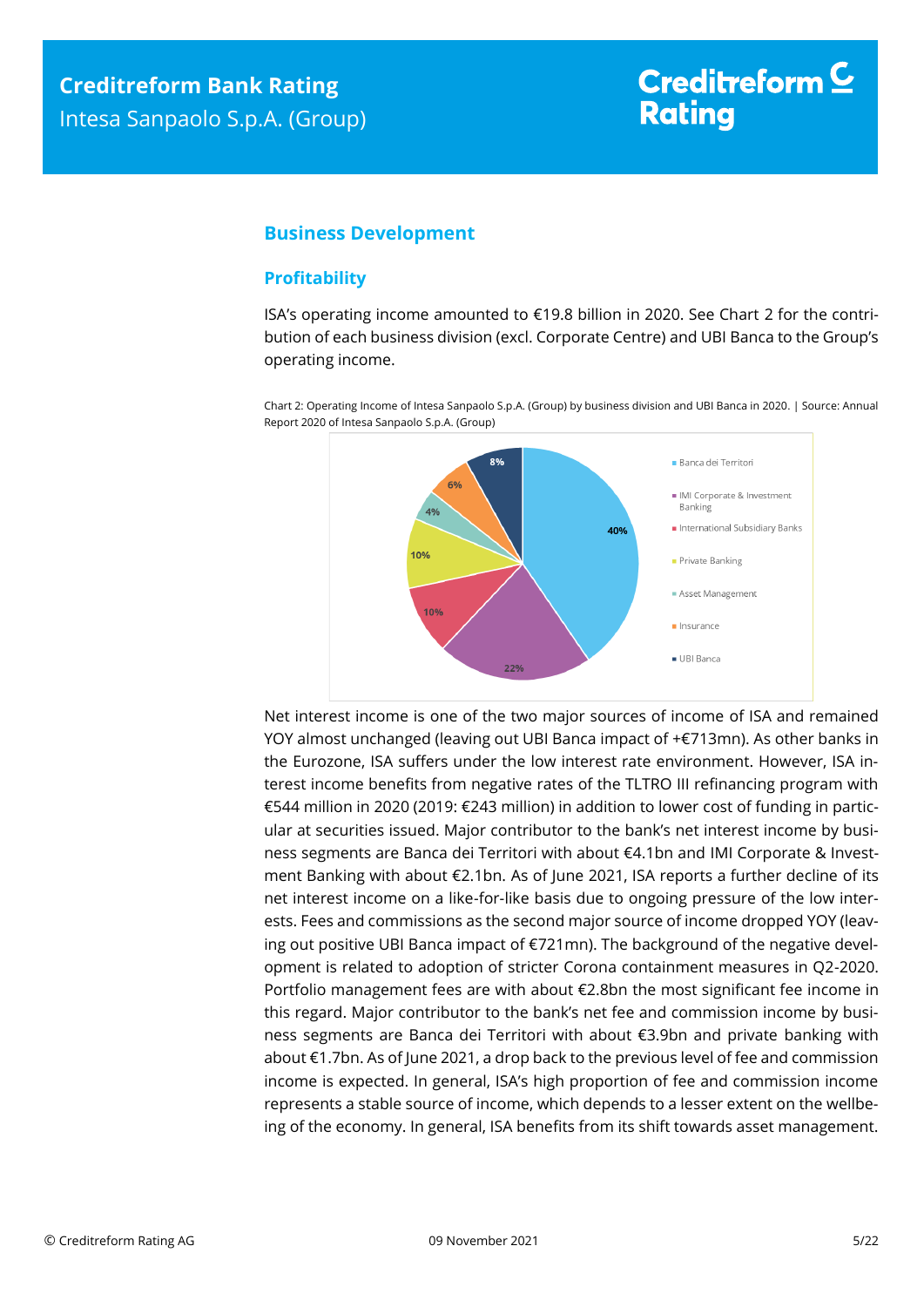## Business Development

### Profitability

ISA's operating income amounted to €19.8 billion in 2020. See Chart 2 for the contribution of each business division (excl. Corporate Centre) and UBI Banca to the Group's operating income.

Chart 2: Operating Income of Intesa Sanpaolo S.p.A. (Group) by business division and UBI Banca in 2020. | Source: Annual Report 2020 of Intesa Sanpaolo S.p.A. (Group)

| Segment | Share |
|---|---|
| Banca dei Territori | 40% |
| IMI Corporate & Investment Banking | 22% |
| International Subsidiary Banks | 10% |
| Private Banking | 10% |
| Asset Management | 4% |
| Insurance | 6% |
| UBI Banca | 8% |

Net interest income is one of the two major sources of income of ISA and remained YOY almost unchanged (leaving out UBI Banca impact of +€713mn). As other banks in the Eurozone, ISA suffers under the low interest rate environment. However, ISA interest income benefits from negative rates of the TLTRO III refinancing program with €544 million in 2020 (2019: €243 million) in addition to lower cost of funding in particular at securities issued. Major contributor to the bank's net interest income by business segments are Banca dei Territori with about €4.1bn and IMI Corporate & Investment Banking with about €2.1bn. As of June 2021, ISA reports a further decline of its net interest income on a like-for-like basis due to ongoing pressure of the low interests. Fees and commissions as the second major source of income dropped YOY (leaving out positive UBI Banca impact of €721mn). The background of the negative development is related to adoption of stricter Corona containment measures in Q2-2020. Portfolio management fees are with about €2.8bn the most significant fee income in this regard. Major contributor to the bank's net fee and commission income by business segments are Banca dei Territori with about €3.9bn and private banking with about €1.7bn. As of June 2021, a drop back to the previous level of fee and commission income is expected. In general, ISA's high proportion of fee and commission income represents a stable source of income, which depends to a lesser extent on the wellbeing of the economy. In general, ISA benefits from its shift towards asset management.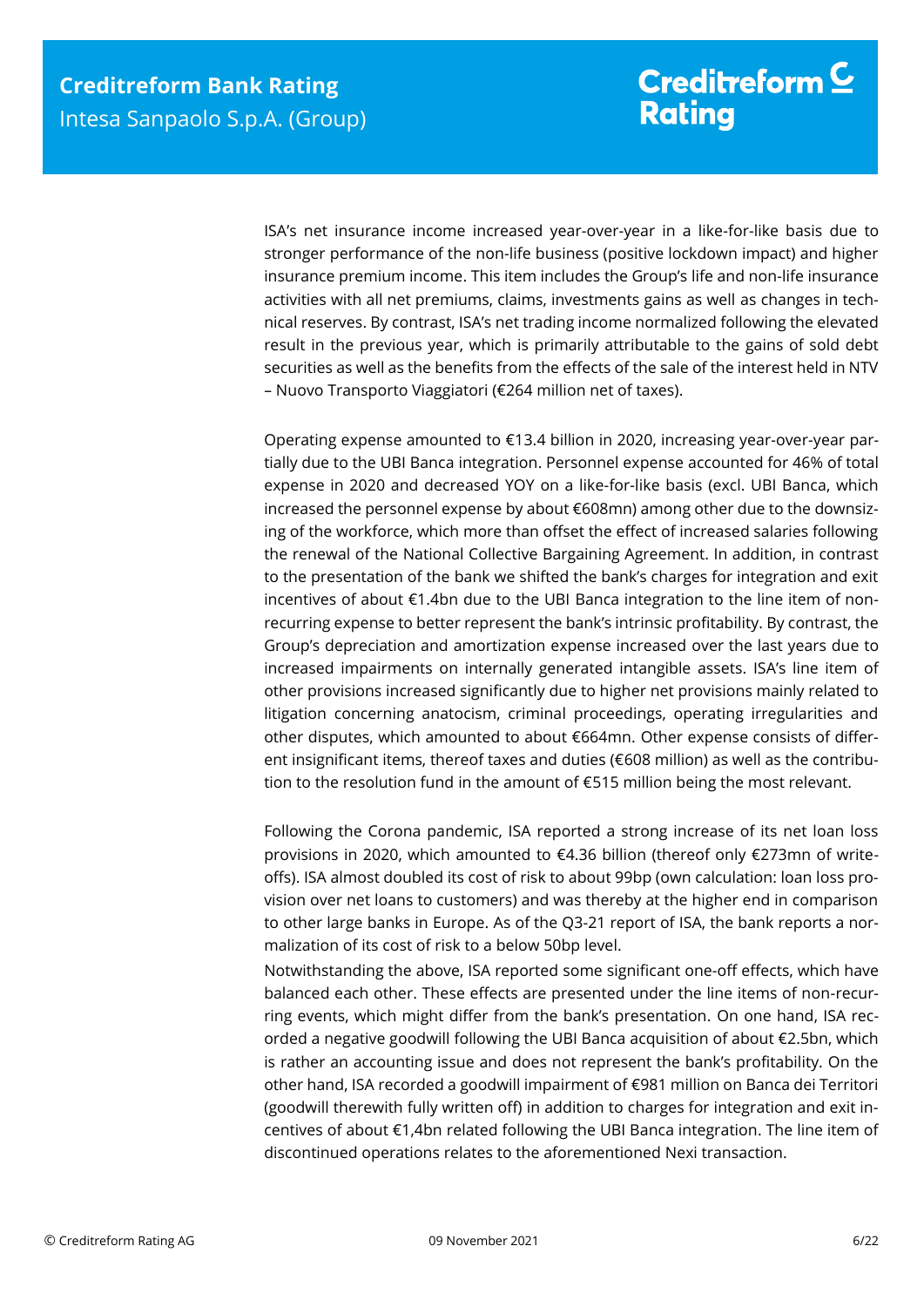ISA's net insurance income increased year-over-year in a like-for-like basis due to stronger performance of the non-life business (positive lockdown impact) and higher insurance premium income. This item includes the Group's life and non-life insurance activities with all net premiums, claims, investments gains as well as changes in technical reserves. By contrast, ISA's net trading income normalized following the elevated result in the previous year, which is primarily attributable to the gains of sold debt securities as well as the benefits from the effects of the sale of the interest held in NTV – Nuovo Transporto Viaggiatori (€264 million net of taxes).

Operating expense amounted to €13.4 billion in 2020, increasing year-over-year partially due to the UBI Banca integration. Personnel expense accounted for 46% of total expense in 2020 and decreased YOY on a like-for-like basis (excl. UBI Banca, which increased the personnel expense by about €608mn) among other due to the downsizing of the workforce, which more than offset the effect of increased salaries following the renewal of the National Collective Bargaining Agreement. In addition, in contrast to the presentation of the bank we shifted the bank's charges for integration and exit incentives of about €1.4bn due to the UBI Banca integration to the line item of non-recurring expense to better represent the bank's intrinsic profitability. By contrast, the Group's depreciation and amortization expense increased over the last years due to increased impairments on internally generated intangible assets. ISA's line item of other provisions increased significantly due to higher net provisions mainly related to litigation concerning anatocism, criminal proceedings, operating irregularities and other disputes, which amounted to about €664mn. Other expense consists of different insignificant items, thereof taxes and duties (€608 million) as well as the contribution to the resolution fund in the amount of €515 million being the most relevant.

Following the Corona pandemic, ISA reported a strong increase of its net loan loss provisions in 2020, which amounted to €4.36 billion (thereof only €273mn of write-offs). ISA almost doubled its cost of risk to about 99bp (own calculation: loan loss provision over net loans to customers) and was thereby at the higher end in comparison to other large banks in Europe. As of the Q3-21 report of ISA, the bank reports a normalization of its cost of risk to a below 50bp level.

Notwithstanding the above, ISA reported some significant one-off effects, which have balanced each other. These effects are presented under the line items of non-recurring events, which might differ from the bank's presentation. On one hand, ISA recorded a negative goodwill following the UBI Banca acquisition of about €2.5bn, which is rather an accounting issue and does not represent the bank's profitability. On the other hand, ISA recorded a goodwill impairment of €981 million on Banca dei Territori (goodwill therewith fully written off) in addition to charges for integration and exit incentives of about €1,4bn related following the UBI Banca integration. The line item of discontinued operations relates to the aforementioned Nexi transaction.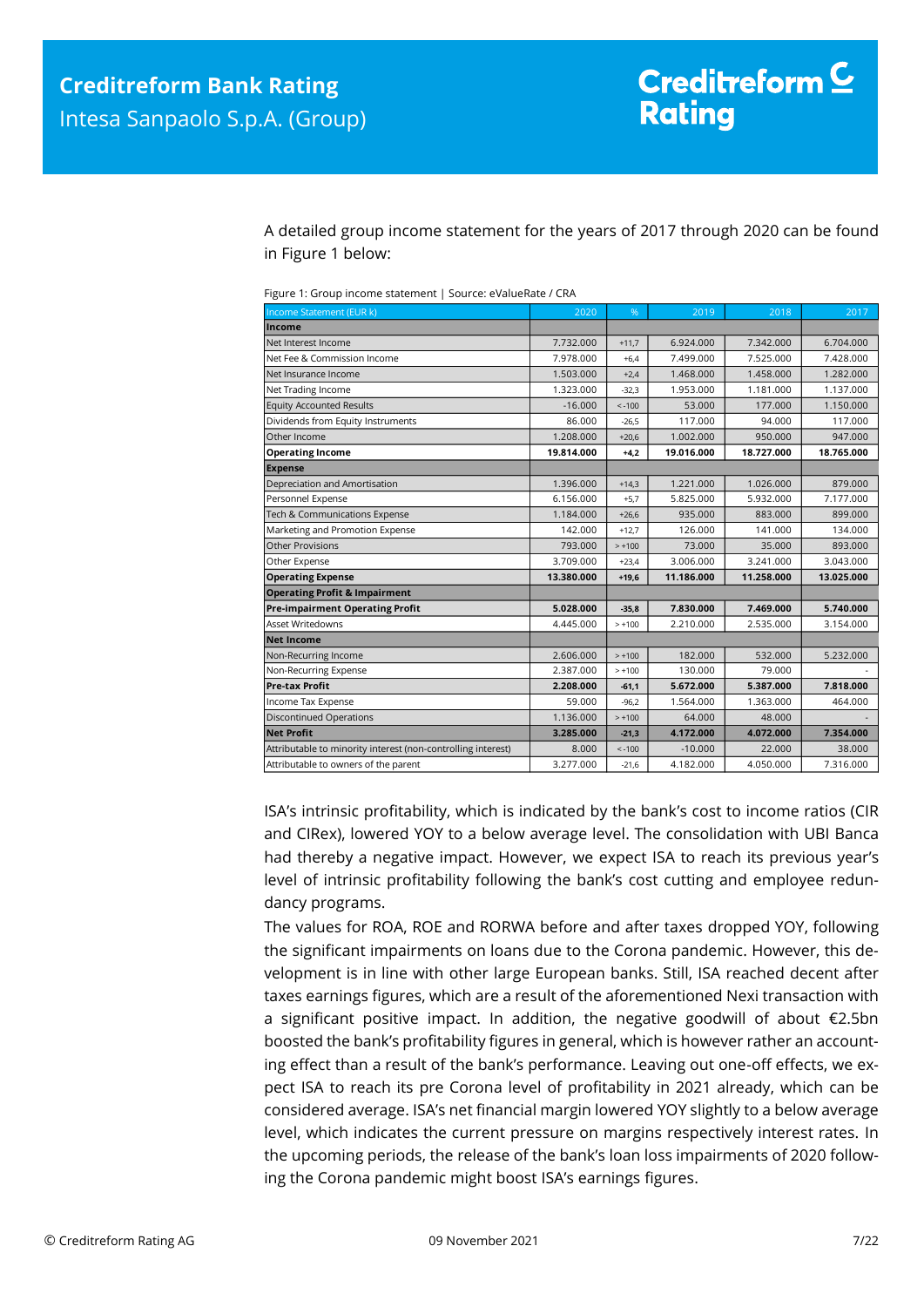A detailed group income statement for the years of 2017 through 2020 can be found in Figure 1 below:

Figure 1: Group income statement | Source: eValueRate / CRA

| Income Statement (EUR k) | 2020 | % | 2019 | 2018 | 2017 |
|---|---|---|---|---|---|
| **Income** | | | | | |
| Net Interest Income | 7.732.000 | +11,7 | 6.924.000 | 7.342.000 | 6.704.000 |
| Net Fee & Commission Income | 7.978.000 | +6,4 | 7.499.000 | 7.525.000 | 7.428.000 |
| Net Insurance Income | 1.503.000 | +2,4 | 1.468.000 | 1.458.000 | 1.282.000 |
| Net Trading Income | 1.323.000 | -32,3 | 1.953.000 | 1.181.000 | 1.137.000 |
| Equity Accounted Results | -16.000 | < -100 | 53.000 | 177.000 | 1.150.000 |
| Dividends from Equity Instruments | 86.000 | -26,5 | 117.000 | 94.000 | 117.000 |
| Other Income | 1.208.000 | +20,6 | 1.002.000 | 950.000 | 947.000 |
| **Operating Income** | **19.814.000** | **+4,2** | **19.016.000** | **18.727.000** | **18.765.000** |
| **Expense** | | | | | |
| Depreciation and Amortisation | 1.396.000 | +14,3 | 1.221.000 | 1.026.000 | 879.000 |
| Personnel Expense | 6.156.000 | +5,7 | 5.825.000 | 5.932.000 | 7.177.000 |
| Tech & Communications Expense | 1.184.000 | +26,6 | 935.000 | 883.000 | 899.000 |
| Marketing and Promotion Expense | 142.000 | +12,7 | 126.000 | 141.000 | 134.000 |
| Other Provisions | 793.000 | > +100 | 73.000 | 35.000 | 893.000 |
| Other Expense | 3.709.000 | +23,4 | 3.006.000 | 3.241.000 | 3.043.000 |
| **Operating Expense** | **13.380.000** | **+19,6** | **11.186.000** | **11.258.000** | **13.025.000** |
| **Operating Profit & Impairment** | | | | | |
| **Pre-impairment Operating Profit** | **5.028.000** | **-35,8** | **7.830.000** | **7.469.000** | **5.740.000** |
| Asset Writedowns | 4.445.000 | > +100 | 2.210.000 | 2.535.000 | 3.154.000 |
| **Net Income** | | | | | |
| Non-Recurring Income | 2.606.000 | > +100 | 182.000 | 532.000 | 5.232.000 |
| Non-Recurring Expense | 2.387.000 | > +100 | 130.000 | 79.000 | - |
| **Pre-tax Profit** | **2.208.000** | **-61,1** | **5.672.000** | **5.387.000** | **7.818.000** |
| Income Tax Expense | 59.000 | -96,2 | 1.564.000 | 1.363.000 | 464.000 |
| Discontinued Operations | 1.136.000 | > +100 | 64.000 | 48.000 | - |
| **Net Profit** | **3.285.000** | **-21,3** | **4.172.000** | **4.072.000** | **7.354.000** |
| Attributable to minority interest (non-controlling interest) | 8.000 | < -100 | -10.000 | 22.000 | 38.000 |
| Attributable to owners of the parent | 3.277.000 | -21,6 | 4.182.000 | 4.050.000 | 7.316.000 |

ISA's intrinsic profitability, which is indicated by the bank's cost to income ratios (CIR and CIRex), lowered YOY to a below average level. The consolidation with UBI Banca had thereby a negative impact. However, we expect ISA to reach its previous year's level of intrinsic profitability following the bank's cost cutting and employee redundancy programs.

The values for ROA, ROE and RORWA before and after taxes dropped YOY, following the significant impairments on loans due to the Corona pandemic. However, this development is in line with other large European banks. Still, ISA reached decent after taxes earnings figures, which are a result of the aforementioned Nexi transaction with a significant positive impact. In addition, the negative goodwill of about €2.5bn boosted the bank's profitability figures in general, which is however rather an accounting effect than a result of the bank's performance. Leaving out one-off effects, we expect ISA to reach its pre Corona level of profitability in 2021 already, which can be considered average. ISA's net financial margin lowered YOY slightly to a below average level, which indicates the current pressure on margins respectively interest rates. In the upcoming periods, the release of the bank's loan loss impairments of 2020 following the Corona pandemic might boost ISA's earnings figures.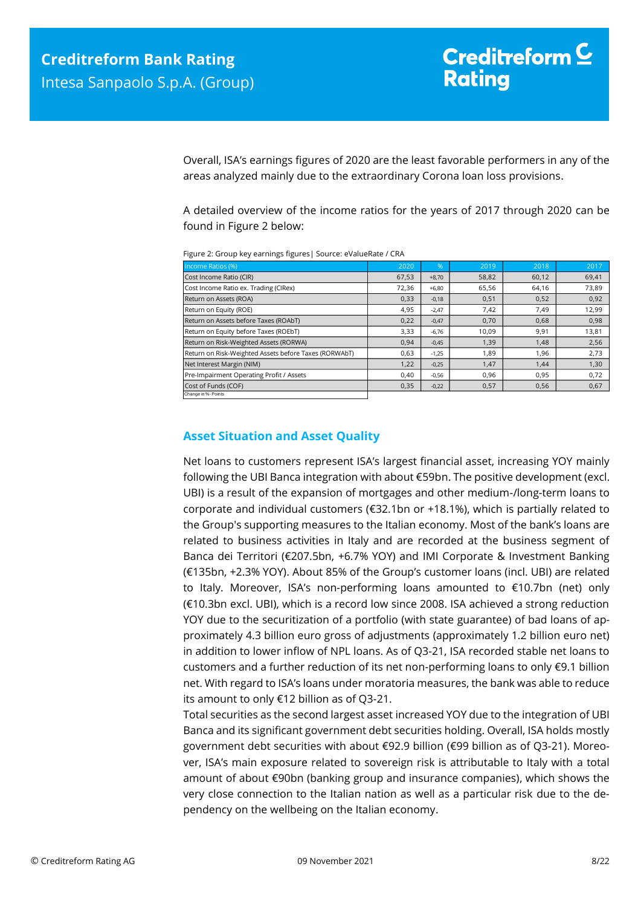Overall, ISA's earnings figures of 2020 are the least favorable performers in any of the areas analyzed mainly due to the extraordinary Corona loan loss provisions.

A detailed overview of the income ratios for the years of 2017 through 2020 can be found in Figure 2 below:

Figure 2: Group key earnings figures| Source: eValueRate / CRA

| Income Ratios (%) | 2020 | % | 2019 | 2018 | 2017 |
|---|---|---|---|---|---|
| Cost Income Ratio (CIR) | 67,53 | +8,70 | 58,82 | 60,12 | 69,41 |
| Cost Income Ratio ex. Trading (CIRex) | 72,36 | +6,80 | 65,56 | 64,16 | 73,89 |
| Return on Assets (ROA) | 0,33 | -0,18 | 0,51 | 0,52 | 0,92 |
| Return on Equity (ROE) | 4,95 | -2,47 | 7,42 | 7,49 | 12,99 |
| Return on Assets before Taxes (ROAbT) | 0,22 | -0,47 | 0,70 | 0,68 | 0,98 |
| Return on Equity before Taxes (ROEbT) | 3,33 | -6,76 | 10,09 | 9,91 | 13,81 |
| Return on Risk-Weighted Assets (RORWA) | 0,94 | -0,45 | 1,39 | 1,48 | 2,56 |
| Return on Risk-Weighted Assets before Taxes (RORWAbT) | 0,63 | -1,25 | 1,89 | 1,96 | 2,73 |
| Net Interest Margin (NIM) | 1,22 | -0,25 | 1,47 | 1,44 | 1,30 |
| Pre-Impairment Operating Profit / Assets | 0,40 | -0,56 | 0,96 | 0,95 | 0,72 |
| Cost of Funds (COF) | 0,35 | -0,22 | 0,57 | 0,56 | 0,67 |

Change in %- Points

## Asset Situation and Asset Quality

Net loans to customers represent ISA's largest financial asset, increasing YOY mainly following the UBI Banca integration with about €59bn. The positive development (excl. UBI) is a result of the expansion of mortgages and other medium-/long-term loans to corporate and individual customers (€32.1bn or +18.1%), which is partially related to the Group's supporting measures to the Italian economy. Most of the bank's loans are related to business activities in Italy and are recorded at the business segment of Banca dei Territori (€207.5bn, +6.7% YOY) and IMI Corporate & Investment Banking (€135bn, +2.3% YOY). About 85% of the Group's customer loans (incl. UBI) are related to Italy. Moreover, ISA's non-performing loans amounted to €10.7bn (net) only (€10.3bn excl. UBI), which is a record low since 2008. ISA achieved a strong reduction YOY due to the securitization of a portfolio (with state guarantee) of bad loans of approximately 4.3 billion euro gross of adjustments (approximately 1.2 billion euro net) in addition to lower inflow of NPL loans. As of Q3-21, ISA recorded stable net loans to customers and a further reduction of its net non-performing loans to only €9.1 billion net. With regard to ISA's loans under moratoria measures, the bank was able to reduce its amount to only €12 billion as of Q3-21.

Total securities as the second largest asset increased YOY due to the integration of UBI Banca and its significant government debt securities holding. Overall, ISA holds mostly government debt securities with about €92.9 billion (€99 billion as of Q3-21). Moreover, ISA's main exposure related to sovereign risk is attributable to Italy with a total amount of about €90bn (banking group and insurance companies), which shows the very close connection to the Italian nation as well as a particular risk due to the dependency on the wellbeing on the Italian economy.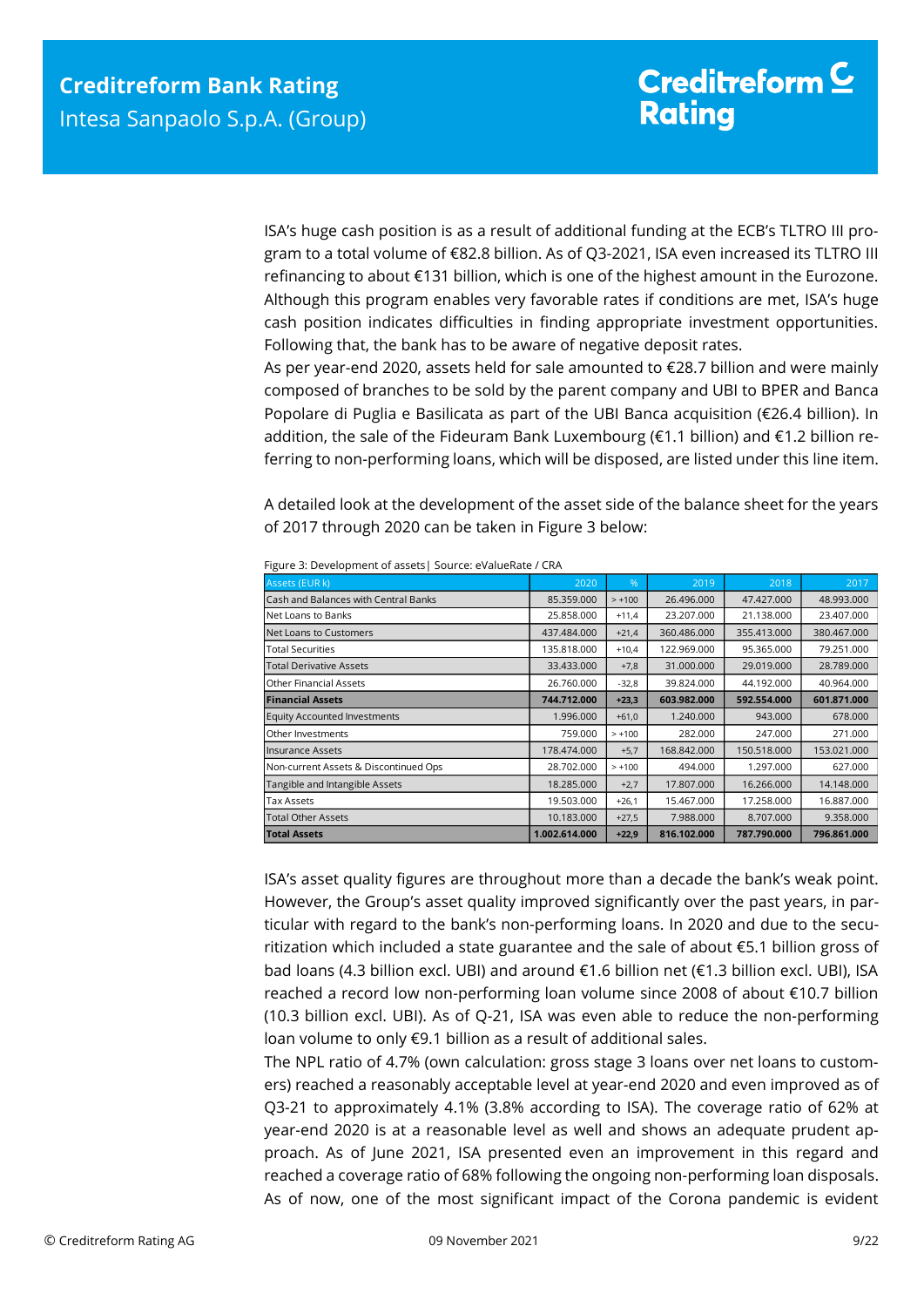ISA's huge cash position is as a result of additional funding at the ECB's TLTRO III program to a total volume of €82.8 billion. As of Q3-2021, ISA even increased its TLTRO III refinancing to about €131 billion, which is one of the highest amount in the Eurozone. Although this program enables very favorable rates if conditions are met, ISA's huge cash position indicates difficulties in finding appropriate investment opportunities. Following that, the bank has to be aware of negative deposit rates.

As per year-end 2020, assets held for sale amounted to €28.7 billion and were mainly composed of branches to be sold by the parent company and UBI to BPER and Banca Popolare di Puglia e Basilicata as part of the UBI Banca acquisition (€26.4 billion). In addition, the sale of the Fideuram Bank Luxembourg (€1.1 billion) and €1.2 billion referring to non-performing loans, which will be disposed, are listed under this line item.

A detailed look at the development of the asset side of the balance sheet for the years of 2017 through 2020 can be taken in Figure 3 below:

Figure 3: Development of assets| Source: eValueRate / CRA

| Assets (EUR k) | 2020 | % | 2019 | 2018 | 2017 |
|---|---|---|---|---|---|
| Cash and Balances with Central Banks | 85.359.000 | > +100 | 26.496.000 | 47.427.000 | 48.993.000 |
| Net Loans to Banks | 25.858.000 | +11,4 | 23.207.000 | 21.138.000 | 23.407.000 |
| Net Loans to Customers | 437.484.000 | +21,4 | 360.486.000 | 355.413.000 | 380.467.000 |
| Total Securities | 135.818.000 | +10,4 | 122.969.000 | 95.365.000 | 79.251.000 |
| Total Derivative Assets | 33.433.000 | +7,8 | 31.000.000 | 29.019.000 | 28.789.000 |
| Other Financial Assets | 26.760.000 | -32,8 | 39.824.000 | 44.192.000 | 40.964.000 |
| **Financial Assets** | **744.712.000** | **+23,3** | **603.982.000** | **592.554.000** | **601.871.000** |
| Equity Accounted Investments | 1.996.000 | +61,0 | 1.240.000 | 943.000 | 678.000 |
| Other Investments | 759.000 | > +100 | 282.000 | 247.000 | 271.000 |
| Insurance Assets | 178.474.000 | +5,7 | 168.842.000 | 150.518.000 | 153.021.000 |
| Non-current Assets & Discontinued Ops | 28.702.000 | > +100 | 494.000 | 1.297.000 | 627.000 |
| Tangible and Intangible Assets | 18.285.000 | +2,7 | 17.807.000 | 16.266.000 | 14.148.000 |
| Tax Assets | 19.503.000 | +26,1 | 15.467.000 | 17.258.000 | 16.887.000 |
| Total Other Assets | 10.183.000 | +27,5 | 7.988.000 | 8.707.000 | 9.358.000 |
| **Total Assets** | **1.002.614.000** | **+22,9** | **816.102.000** | **787.790.000** | **796.861.000** |

ISA's asset quality figures are throughout more than a decade the bank's weak point. However, the Group's asset quality improved significantly over the past years, in particular with regard to the bank's non-performing loans. In 2020 and due to the securitization which included a state guarantee and the sale of about €5.1 billion gross of bad loans (4.3 billion excl. UBI) and around €1.6 billion net (€1.3 billion excl. UBI), ISA reached a record low non-performing loan volume since 2008 of about €10.7 billion (10.3 billion excl. UBI). As of Q-21, ISA was even able to reduce the non-performing loan volume to only €9.1 billion as a result of additional sales.

The NPL ratio of 4.7% (own calculation: gross stage 3 loans over net loans to customers) reached a reasonably acceptable level at year-end 2020 and even improved as of Q3-21 to approximately 4.1% (3.8% according to ISA). The coverage ratio of 62% at year-end 2020 is at a reasonable level as well and shows an adequate prudent approach. As of June 2021, ISA presented even an improvement in this regard and reached a coverage ratio of 68% following the ongoing non-performing loan disposals. As of now, one of the most significant impact of the Corona pandemic is evident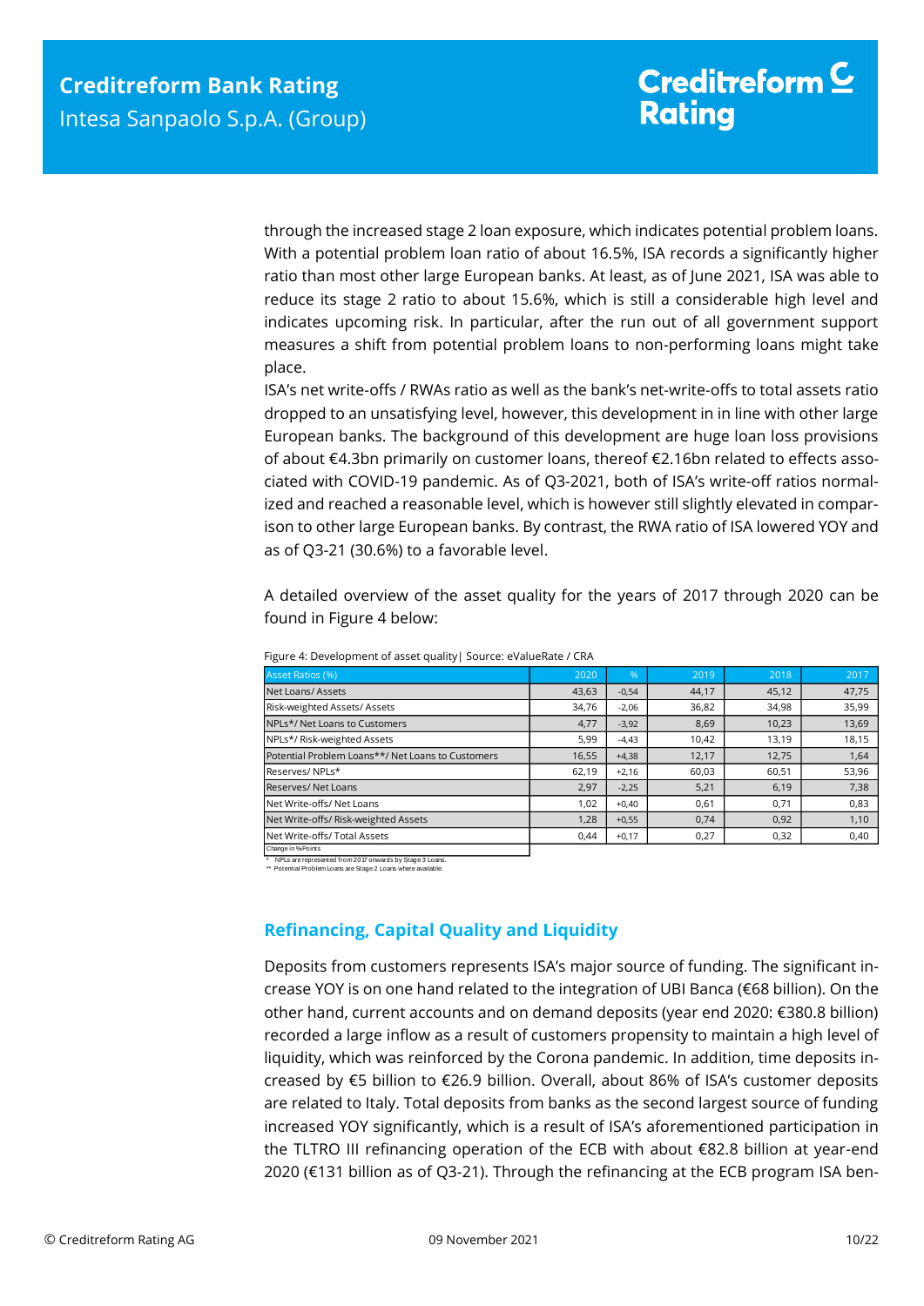through the increased stage 2 loan exposure, which indicates potential problem loans. With a potential problem loan ratio of about 16.5%, ISA records a significantly higher ratio than most other large European banks. At least, as of June 2021, ISA was able to reduce its stage 2 ratio to about 15.6%, which is still a considerable high level and indicates upcoming risk. In particular, after the run out of all government support measures a shift from potential problem loans to non-performing loans might take place.

ISA's net write-offs / RWAs ratio as well as the bank's net-write-offs to total assets ratio dropped to an unsatisfying level, however, this development in in line with other large European banks. The background of this development are huge loan loss provisions of about €4.3bn primarily on customer loans, thereof €2.16bn related to effects associated with COVID-19 pandemic. As of Q3-2021, both of ISA's write-off ratios normalized and reached a reasonable level, which is however still slightly elevated in comparison to other large European banks. By contrast, the RWA ratio of ISA lowered YOY and as of Q3-21 (30.6%) to a favorable level.

A detailed overview of the asset quality for the years of 2017 through 2020 can be found in Figure 4 below:

Figure 4: Development of asset quality| Source: eValueRate / CRA

| Asset Ratios (%) | 2020 | % | 2019 | 2018 | 2017 |
|---|---|---|---|---|---|
| Net Loans/ Assets | 43,63 | -0,54 | 44,17 | 45,12 | 47,75 |
| Risk-weighted Assets/ Assets | 34,76 | -2,06 | 36,82 | 34,98 | 35,99 |
| NPLs*/ Net Loans to Customers | 4,77 | -3,92 | 8,69 | 10,23 | 13,69 |
| NPLs*/ Risk-weighted Assets | 5,99 | -4,43 | 10,42 | 13,19 | 18,15 |
| Potential Problem Loans**/ Net Loans to Customers | 16,55 | +4,38 | 12,17 | 12,75 | 1,64 |
| Reserves/ NPLs* | 62,19 | +2,16 | 60,03 | 60,51 | 53,96 |
| Reserves/ Net Loans | 2,97 | -2,25 | 5,21 | 6,19 | 7,38 |
| Net Write-offs/ Net Loans | 1,02 | +0,40 | 0,61 | 0,71 | 0,83 |
| Net Write-offs/ Risk-weighted Assets | 1,28 | +0,55 | 0,74 | 0,92 | 1,10 |
| Net Write-offs/ Total Assets | 0,44 | +0,17 | 0,27 | 0,32 | 0,40 |

Change in %-Points

\* NPLs are represented from 2017 onwards by Stage 3 Loans.
\*\* Potential Problem Loans are Stage 2 Loans where available.

## Refinancing, Capital Quality and Liquidity

Deposits from customers represents ISA's major source of funding. The significant increase YOY is on one hand related to the integration of UBI Banca (€68 billion). On the other hand, current accounts and on demand deposits (year end 2020: €380.8 billion) recorded a large inflow as a result of customers propensity to maintain a high level of liquidity, which was reinforced by the Corona pandemic. In addition, time deposits increased by €5 billion to €26.9 billion. Overall, about 86% of ISA's customer deposits are related to Italy. Total deposits from banks as the second largest source of funding increased YOY significantly, which is a result of ISA's aforementioned participation in the TLTRO III refinancing operation of the ECB with about €82.8 billion at year-end 2020 (€131 billion as of Q3-21). Through the refinancing at the ECB program ISA ben-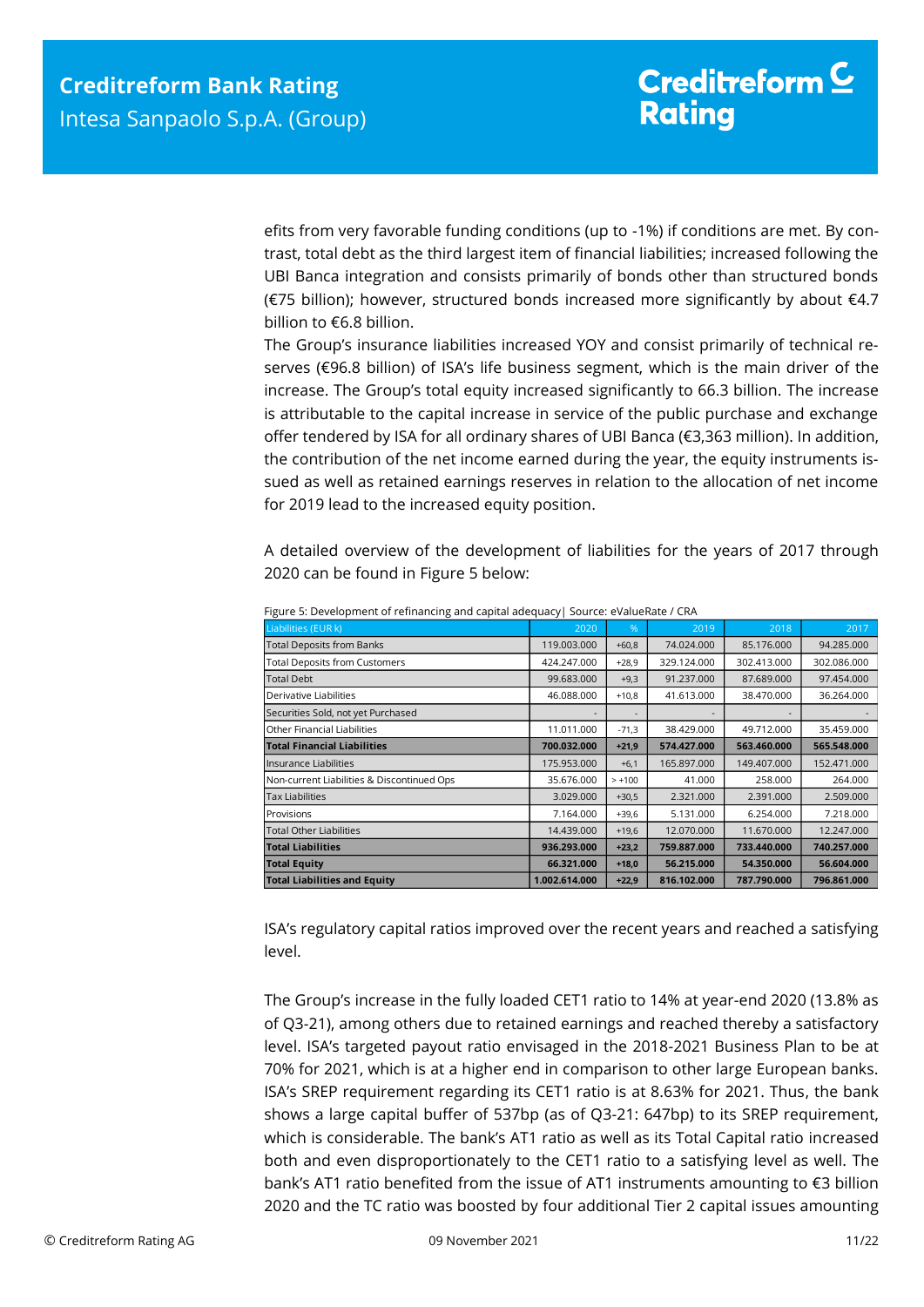efits from very favorable funding conditions (up to -1%) if conditions are met. By contrast, total debt as the third largest item of financial liabilities; increased following the UBI Banca integration and consists primarily of bonds other than structured bonds (€75 billion); however, structured bonds increased more significantly by about €4.7 billion to €6.8 billion.

The Group's insurance liabilities increased YOY and consist primarily of technical reserves (€96.8 billion) of ISA's life business segment, which is the main driver of the increase. The Group's total equity increased significantly to 66.3 billion. The increase is attributable to the capital increase in service of the public purchase and exchange offer tendered by ISA for all ordinary shares of UBI Banca (€3,363 million). In addition, the contribution of the net income earned during the year, the equity instruments issued as well as retained earnings reserves in relation to the allocation of net income for 2019 lead to the increased equity position.

A detailed overview of the development of liabilities for the years of 2017 through 2020 can be found in Figure 5 below:

Figure 5: Development of refinancing and capital adequacy| Source: eValueRate / CRA

| Liabilities (EUR k) | 2020 | % | 2019 | 2018 | 2017 |
|---|---|---|---|---|---|
| Total Deposits from Banks | 119.003.000 | +60,8 | 74.024.000 | 85.176.000 | 94.285.000 |
| Total Deposits from Customers | 424.247.000 | +28,9 | 329.124.000 | 302.413.000 | 302.086.000 |
| Total Debt | 99.683.000 | +9,3 | 91.237.000 | 87.689.000 | 97.454.000 |
| Derivative Liabilities | 46.088.000 | +10,8 | 41.613.000 | 38.470.000 | 36.264.000 |
| Securities Sold, not yet Purchased | - | - | - | - | - |
| Other Financial Liabilities | 11.011.000 | -71,3 | 38.429.000 | 49.712.000 | 35.459.000 |
| **Total Financial Liabilities** | **700.032.000** | **+21,9** | **574.427.000** | **563.460.000** | **565.548.000** |
| Insurance Liabilities | 175.953.000 | +6,1 | 165.897.000 | 149.407.000 | 152.471.000 |
| Non-current Liabilities & Discontinued Ops | 35.676.000 | > +100 | 41.000 | 258.000 | 264.000 |
| Tax Liabilities | 3.029.000 | +30,5 | 2.321.000 | 2.391.000 | 2.509.000 |
| Provisions | 7.164.000 | +39,6 | 5.131.000 | 6.254.000 | 7.218.000 |
| Total Other Liabilities | 14.439.000 | +19,6 | 12.070.000 | 11.670.000 | 12.247.000 |
| **Total Liabilities** | **936.293.000** | **+23,2** | **759.887.000** | **733.440.000** | **740.257.000** |
| **Total Equity** | **66.321.000** | **+18,0** | **56.215.000** | **54.350.000** | **56.604.000** |
| **Total Liabilities and Equity** | **1.002.614.000** | **+22,9** | **816.102.000** | **787.790.000** | **796.861.000** |

ISA's regulatory capital ratios improved over the recent years and reached a satisfying level.

The Group's increase in the fully loaded CET1 ratio to 14% at year-end 2020 (13.8% as of Q3-21), among others due to retained earnings and reached thereby a satisfactory level. ISA's targeted payout ratio envisaged in the 2018-2021 Business Plan to be at 70% for 2021, which is at a higher end in comparison to other large European banks. ISA's SREP requirement regarding its CET1 ratio is at 8.63% for 2021. Thus, the bank shows a large capital buffer of 537bp (as of Q3-21: 647bp) to its SREP requirement, which is considerable. The bank's AT1 ratio as well as its Total Capital ratio increased both and even disproportionately to the CET1 ratio to a satisfying level as well. The bank's AT1 ratio benefited from the issue of AT1 instruments amounting to €3 billion 2020 and the TC ratio was boosted by four additional Tier 2 capital issues amounting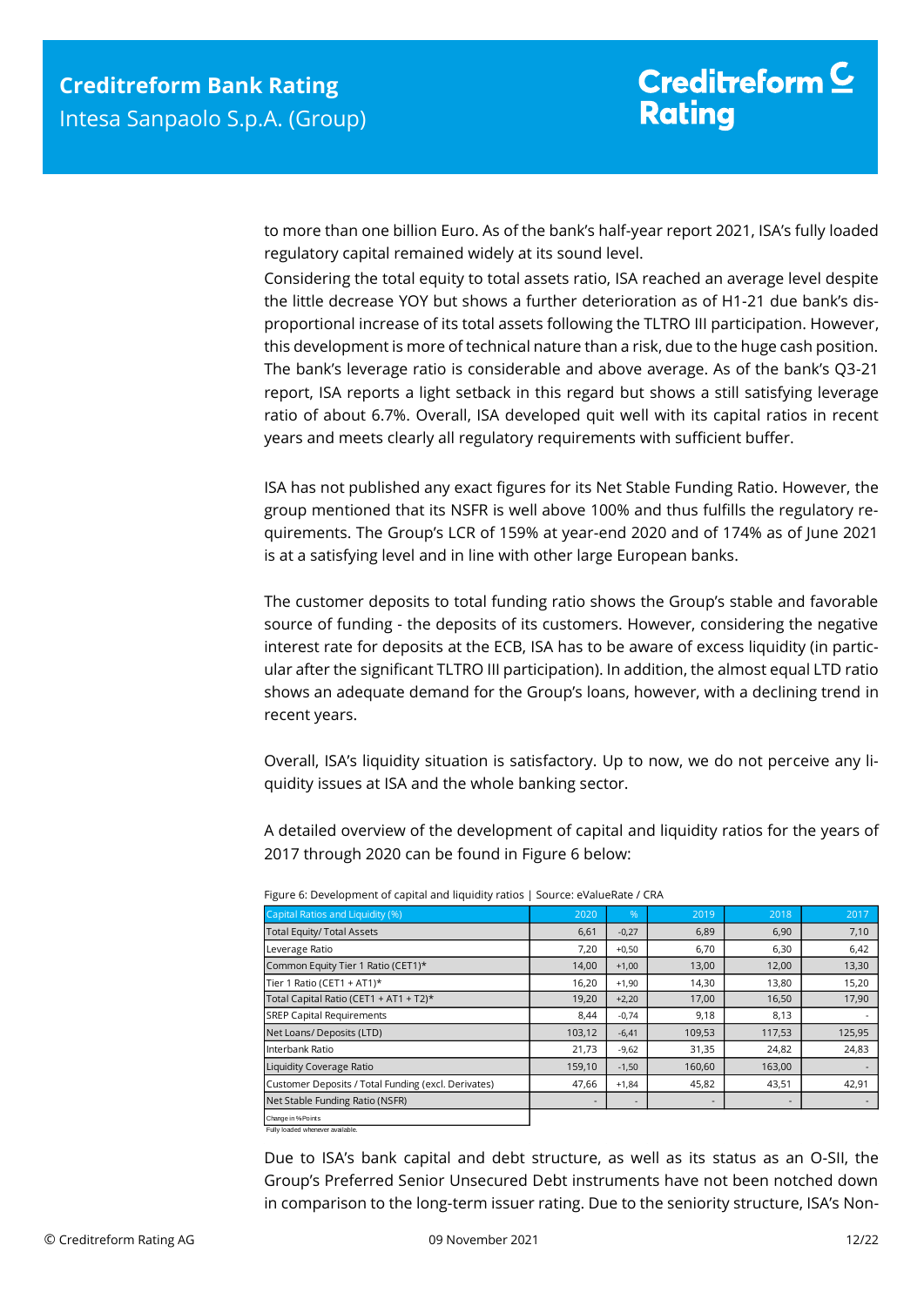to more than one billion Euro. As of the bank's half-year report 2021, ISA's fully loaded regulatory capital remained widely at its sound level.

Considering the total equity to total assets ratio, ISA reached an average level despite the little decrease YOY but shows a further deterioration as of H1-21 due bank's disproportional increase of its total assets following the TLTRO III participation. However, this development is more of technical nature than a risk, due to the huge cash position. The bank's leverage ratio is considerable and above average. As of the bank's Q3-21 report, ISA reports a light setback in this regard but shows a still satisfying leverage ratio of about 6.7%. Overall, ISA developed quit well with its capital ratios in recent years and meets clearly all regulatory requirements with sufficient buffer.

ISA has not published any exact figures for its Net Stable Funding Ratio. However, the group mentioned that its NSFR is well above 100% and thus fulfills the regulatory requirements. The Group's LCR of 159% at year-end 2020 and of 174% as of June 2021 is at a satisfying level and in line with other large European banks.

The customer deposits to total funding ratio shows the Group's stable and favorable source of funding - the deposits of its customers. However, considering the negative interest rate for deposits at the ECB, ISA has to be aware of excess liquidity (in particular after the significant TLTRO III participation). In addition, the almost equal LTD ratio shows an adequate demand for the Group's loans, however, with a declining trend in recent years.

Overall, ISA's liquidity situation is satisfactory. Up to now, we do not perceive any liquidity issues at ISA and the whole banking sector.

A detailed overview of the development of capital and liquidity ratios for the years of 2017 through 2020 can be found in Figure 6 below:

Figure 6: Development of capital and liquidity ratios | Source: eValueRate / CRA

| Capital Ratios and Liquidity (%) | 2020 | % | 2019 | 2018 | 2017 |
|---|---|---|---|---|---|
| Total Equity/ Total Assets | 6,61 | -0,27 | 6,89 | 6,90 | 7,10 |
| Leverage Ratio | 7,20 | +0,50 | 6,70 | 6,30 | 6,42 |
| Common Equity Tier 1 Ratio (CET1)* | 14,00 | +1,00 | 13,00 | 12,00 | 13,30 |
| Tier 1 Ratio (CET1 + AT1)* | 16,20 | +1,90 | 14,30 | 13,80 | 15,20 |
| Total Capital Ratio (CET1 + AT1 + T2)* | 19,20 | +2,20 | 17,00 | 16,50 | 17,90 |
| SREP Capital Requirements | 8,44 | -0,74 | 9,18 | 8,13 | - |
| Net Loans/ Deposits (LTD) | 103,12 | -6,41 | 109,53 | 117,53 | 125,95 |
| Interbank Ratio | 21,73 | -9,62 | 31,35 | 24,82 | 24,83 |
| Liquidity Coverage Ratio | 159,10 | -1,50 | 160,60 | 163,00 | - |
| Customer Deposits / Total Funding (excl. Derivates) | 47,66 | +1,84 | 45,82 | 43,51 | 42,91 |
| Net Stable Funding Ratio (NSFR) | - | - | - | - | - |

Change in %Points
Fully loaded whenever available.

Due to ISA's bank capital and debt structure, as well as its status as an O-SII, the Group's Preferred Senior Unsecured Debt instruments have not been notched down in comparison to the long-term issuer rating. Due to the seniority structure, ISA's Non-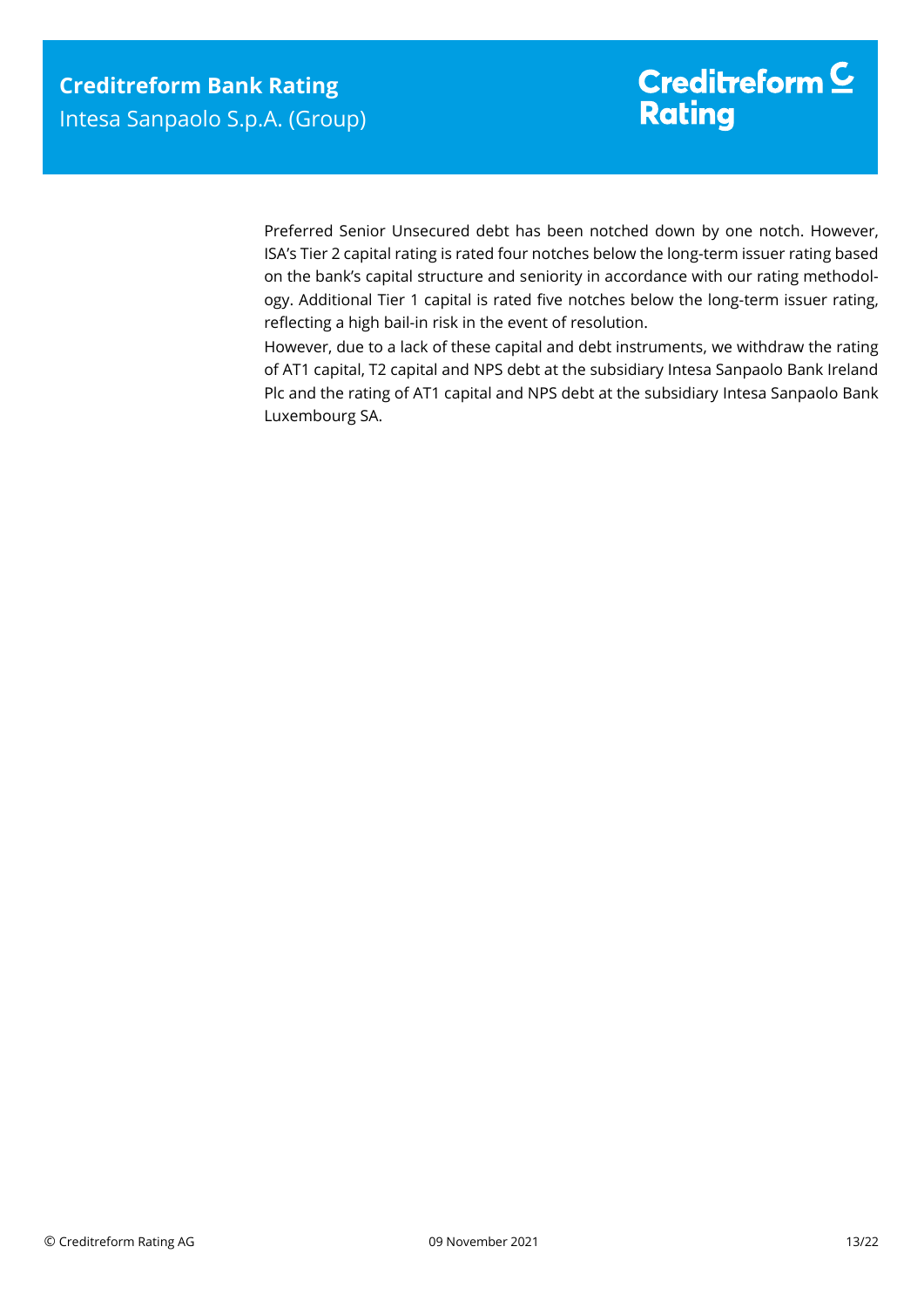Preferred Senior Unsecured debt has been notched down by one notch. However, ISA's Tier 2 capital rating is rated four notches below the long-term issuer rating based on the bank's capital structure and seniority in accordance with our rating methodology. Additional Tier 1 capital is rated five notches below the long-term issuer rating, reflecting a high bail-in risk in the event of resolution.

However, due to a lack of these capital and debt instruments, we withdraw the rating of AT1 capital, T2 capital and NPS debt at the subsidiary Intesa Sanpaolo Bank Ireland Plc and the rating of AT1 capital and NPS debt at the subsidiary Intesa Sanpaolo Bank Luxembourg SA.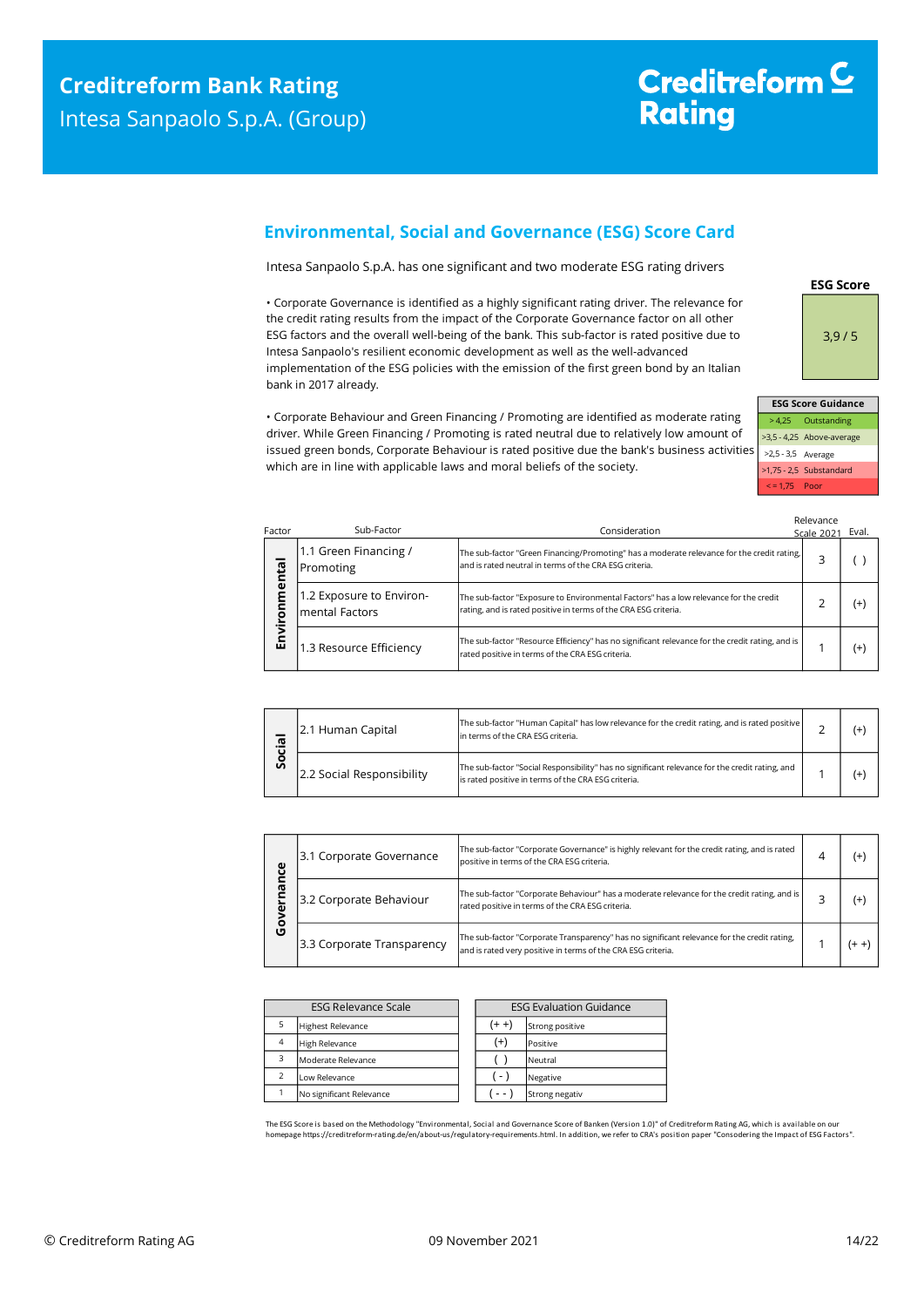## Environmental, Social and Governance (ESG) Score Card

Intesa Sanpaolo S.p.A. has one significant and two moderate ESG rating drivers

• Corporate Governance is identified as a highly significant rating driver. The relevance for the credit rating results from the impact of the Corporate Governance factor on all other ESG factors and the overall well-being of the bank. This sub-factor is rated positive due to Intesa Sanpaolo's resilient economic development as well as the well-advanced implementation of the ESG policies with the emission of the first green bond by an Italian bank in 2017 already.

• Corporate Behaviour and Green Financing / Promoting are identified as moderate rating driver. While Green Financing / Promoting is rated neutral due to relatively low amount of issued green bonds, Corporate Behaviour is rated positive due the bank's business activities which are in line with applicable laws and moral beliefs of the society.

**ESG Score**

3,9 / 5

| ESG Score Guidance | |
|---|---|
| > 4,25 | Outstanding |
| >3,5 - 4,25 | Above-average |
| >2,5 - 3,5 | Average |
| >1,75 - 2,5 | Substandard |
| < = 1,75 | Poor |

| Factor | Sub-Factor | Consideration | Relevance Scale 2021 | Eval. |
|---|---|---|---|---|
| Environmental | 1.1 Green Financing / Promoting | The sub-factor "Green Financing/Promoting" has a moderate relevance for the credit rating, and is rated neutral in terms of the CRA ESG criteria. | 3 | ( ) |
| | 1.2 Exposure to Environ-mental Factors | The sub-factor "Exposure to Environmental Factors" has a low relevance for the credit rating, and is rated positive in terms of the CRA ESG criteria. | 2 | (+) |
| | 1.3 Resource Efficiency | The sub-factor "Resource Efficiency" has no significant relevance for the credit rating, and is rated positive in terms of the CRA ESG criteria. | 1 | (+) |
| Social | 2.1 Human Capital | The sub-factor "Human Capital" has low relevance for the credit rating, and is rated positive in terms of the CRA ESG criteria. | 2 | (+) |
| | 2.2 Social Responsibility | The sub-factor "Social Responsibility" has no significant relevance for the credit rating, and is rated positive in terms of the CRA ESG criteria. | 1 | (+) |
| Governance | 3.1 Corporate Governance | The sub-factor "Corporate Governance" is highly relevant for the credit rating, and is rated positive in terms of the CRA ESG criteria. | 4 | (+) |
| | 3.2 Corporate Behaviour | The sub-factor "Corporate Behaviour" has a moderate relevance for the credit rating, and is rated positive in terms of the CRA ESG criteria. | 3 | (+) |
| | 3.3 Corporate Transparency | The sub-factor "Corporate Transparency" has no significant relevance for the credit rating, and is rated very positive in terms of the CRA ESG criteria. | 1 | (+ +) |

| ESG Relevance Scale | |
|---|---|
| 5 | Highest Relevance |
| 4 | High Relevance |
| 3 | Moderate Relevance |
| 2 | Low Relevance |
| 1 | No significant Relevance |

| ESG Evaluation Guidance | |
|---|---|
| (+ +) | Strong positive |
| (+) | Positive |
| ( ) | Neutral |
| ( - ) | Negative |
| ( - - ) | Strong negativ |

The ESG Score is based on the Methodology "Environmental, Social and Governance Score of Banken (Version 1.0)" of Creditreform Rating AG, which is available on our homepage https://creditreform-rating.de/en/about-us/regulatory-requirements.html. In addition, we refer to CRA's position paper "Consodering the Impact of ESG Factors".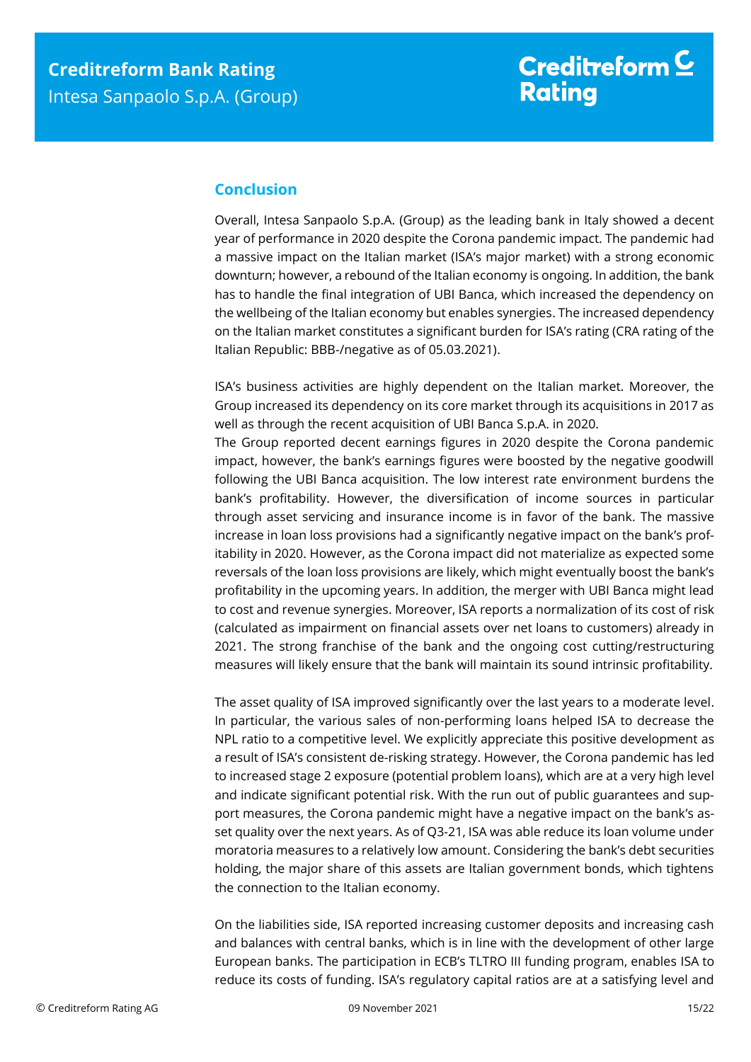## Conclusion

Overall, Intesa Sanpaolo S.p.A. (Group) as the leading bank in Italy showed a decent year of performance in 2020 despite the Corona pandemic impact. The pandemic had a massive impact on the Italian market (ISA's major market) with a strong economic downturn; however, a rebound of the Italian economy is ongoing. In addition, the bank has to handle the final integration of UBI Banca, which increased the dependency on the wellbeing of the Italian economy but enables synergies. The increased dependency on the Italian market constitutes a significant burden for ISA's rating (CRA rating of the Italian Republic: BBB-/negative as of 05.03.2021).

ISA's business activities are highly dependent on the Italian market. Moreover, the Group increased its dependency on its core market through its acquisitions in 2017 as well as through the recent acquisition of UBI Banca S.p.A. in 2020.

The Group reported decent earnings figures in 2020 despite the Corona pandemic impact, however, the bank's earnings figures were boosted by the negative goodwill following the UBI Banca acquisition. The low interest rate environment burdens the bank's profitability. However, the diversification of income sources in particular through asset servicing and insurance income is in favor of the bank. The massive increase in loan loss provisions had a significantly negative impact on the bank's profitability in 2020. However, as the Corona impact did not materialize as expected some reversals of the loan loss provisions are likely, which might eventually boost the bank's profitability in the upcoming years. In addition, the merger with UBI Banca might lead to cost and revenue synergies. Moreover, ISA reports a normalization of its cost of risk (calculated as impairment on financial assets over net loans to customers) already in 2021. The strong franchise of the bank and the ongoing cost cutting/restructuring measures will likely ensure that the bank will maintain its sound intrinsic profitability.

The asset quality of ISA improved significantly over the last years to a moderate level. In particular, the various sales of non-performing loans helped ISA to decrease the NPL ratio to a competitive level. We explicitly appreciate this positive development as a result of ISA's consistent de-risking strategy. However, the Corona pandemic has led to increased stage 2 exposure (potential problem loans), which are at a very high level and indicate significant potential risk. With the run out of public guarantees and support measures, the Corona pandemic might have a negative impact on the bank's asset quality over the next years. As of Q3-21, ISA was able reduce its loan volume under moratoria measures to a relatively low amount. Considering the bank's debt securities holding, the major share of this assets are Italian government bonds, which tightens the connection to the Italian economy.

On the liabilities side, ISA reported increasing customer deposits and increasing cash and balances with central banks, which is in line with the development of other large European banks. The participation in ECB's TLTRO III funding program, enables ISA to reduce its costs of funding. ISA's regulatory capital ratios are at a satisfying level and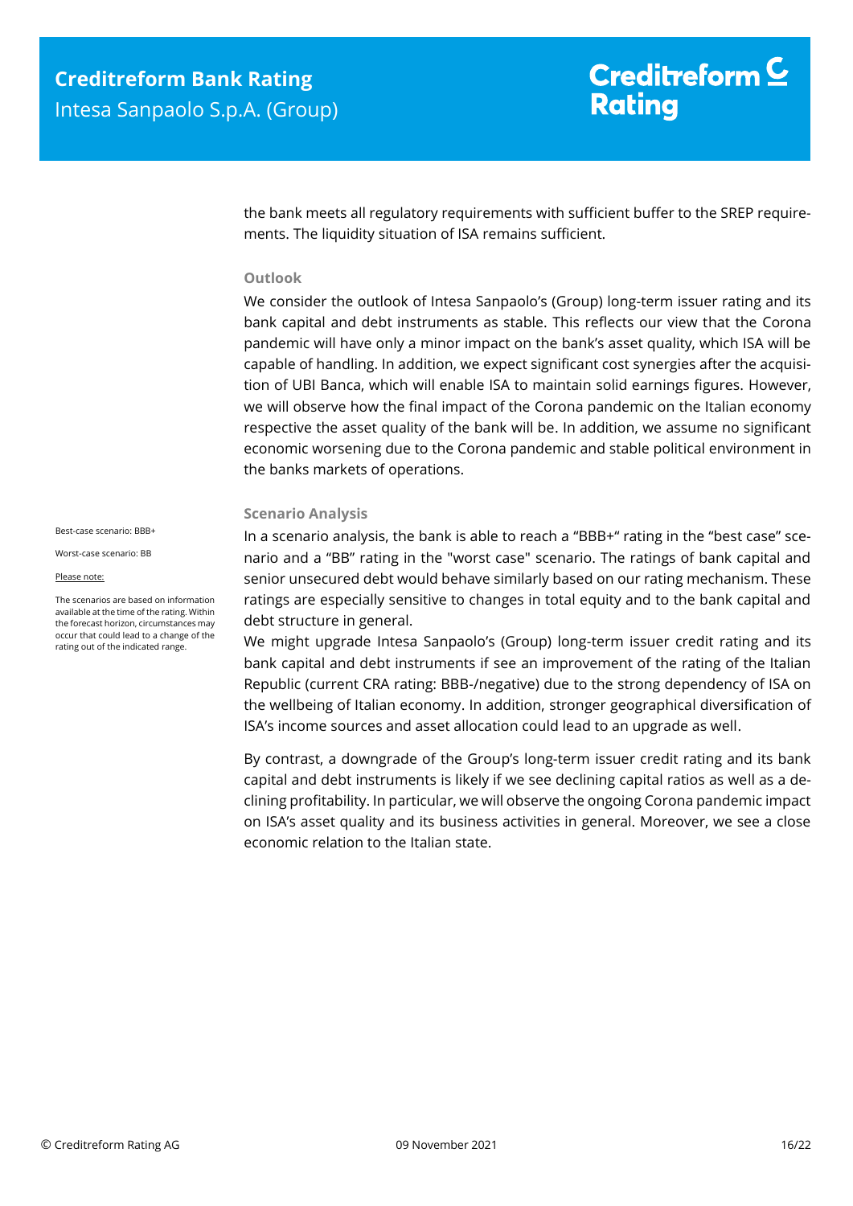the bank meets all regulatory requirements with sufficient buffer to the SREP requirements. The liquidity situation of ISA remains sufficient.

### Outlook

We consider the outlook of Intesa Sanpaolo's (Group) long-term issuer rating and its bank capital and debt instruments as stable. This reflects our view that the Corona pandemic will have only a minor impact on the bank's asset quality, which ISA will be capable of handling. In addition, we expect significant cost synergies after the acquisition of UBI Banca, which will enable ISA to maintain solid earnings figures. However, we will observe how the final impact of the Corona pandemic on the Italian economy respective the asset quality of the bank will be. In addition, we assume no significant economic worsening due to the Corona pandemic and stable political environment in the banks markets of operations.

### Scenario Analysis

Best-case scenario: BBB+

Worst-case scenario: BB

Please note:

The scenarios are based on information available at the time of the rating. Within the forecast horizon, circumstances may occur that could lead to a change of the rating out of the indicated range.

In a scenario analysis, the bank is able to reach a "BBB+" rating in the "best case" scenario and a "BB" rating in the "worst case" scenario. The ratings of bank capital and senior unsecured debt would behave similarly based on our rating mechanism. These ratings are especially sensitive to changes in total equity and to the bank capital and debt structure in general.

We might upgrade Intesa Sanpaolo's (Group) long-term issuer credit rating and its bank capital and debt instruments if see an improvement of the rating of the Italian Republic (current CRA rating: BBB-/negative) due to the strong dependency of ISA on the wellbeing of Italian economy. In addition, stronger geographical diversification of ISA's income sources and asset allocation could lead to an upgrade as well.

By contrast, a downgrade of the Group's long-term issuer credit rating and its bank capital and debt instruments is likely if we see declining capital ratios as well as a declining profitability. In particular, we will observe the ongoing Corona pandemic impact on ISA's asset quality and its business activities in general. Moreover, we see a close economic relation to the Italian state.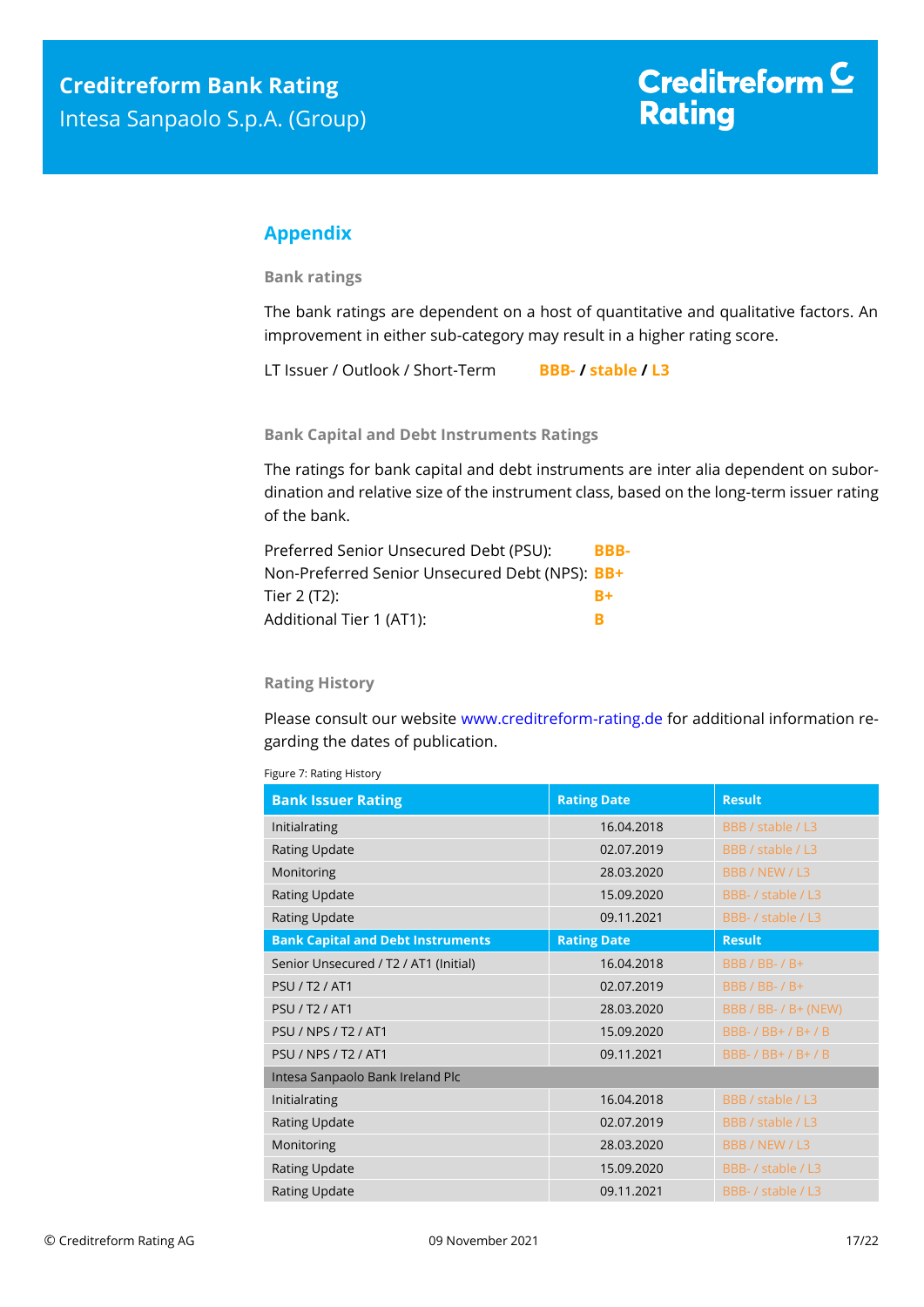## Appendix

### Bank ratings

The bank ratings are dependent on a host of quantitative and qualitative factors. An improvement in either sub-category may result in a higher rating score.

LT Issuer / Outlook / Short-Term **BBB- / stable / L3**

### Bank Capital and Debt Instruments Ratings

The ratings for bank capital and debt instruments are inter alia dependent on subordination and relative size of the instrument class, based on the long-term issuer rating of the bank.

| | |
|---|---|
| Preferred Senior Unsecured Debt (PSU): | **BBB-** |
| Non-Preferred Senior Unsecured Debt (NPS): | **BB+** |
| Tier 2 (T2): | **B+** |
| Additional Tier 1 (AT1): | **B** |

### Rating History

Please consult our website www.creditreform-rating.de for additional information regarding the dates of publication.

Figure 7: Rating History

| Bank Issuer Rating | Rating Date | Result |
|---|---|---|
| Initialrating | 16.04.2018 | BBB / stable / L3 |
| Rating Update | 02.07.2019 | BBB / stable / L3 |
| Monitoring | 28.03.2020 | BBB / NEW / L3 |
| Rating Update | 15.09.2020 | BBB- / stable / L3 |
| Rating Update | 09.11.2021 | BBB- / stable / L3 |
| **Bank Capital and Debt Instruments** | **Rating Date** | **Result** |
| Senior Unsecured / T2 / AT1 (Initial) | 16.04.2018 | BBB / BB- / B+ |
| PSU / T2 / AT1 | 02.07.2019 | BBB / BB- / B+ |
| PSU / T2 / AT1 | 28.03.2020 | BBB / BB- / B+ (NEW) |
| PSU / NPS / T2 / AT1 | 15.09.2020 | BBB- / BB+ / B+ / B |
| PSU / NPS / T2 / AT1 | 09.11.2021 | BBB- / BB+ / B+ / B |
| Intesa Sanpaolo Bank Ireland Plc | | |
| Initialrating | 16.04.2018 | BBB / stable / L3 |
| Rating Update | 02.07.2019 | BBB / stable / L3 |
| Monitoring | 28.03.2020 | BBB / NEW / L3 |
| Rating Update | 15.09.2020 | BBB- / stable / L3 |
| Rating Update | 09.11.2021 | BBB- / stable / L3 |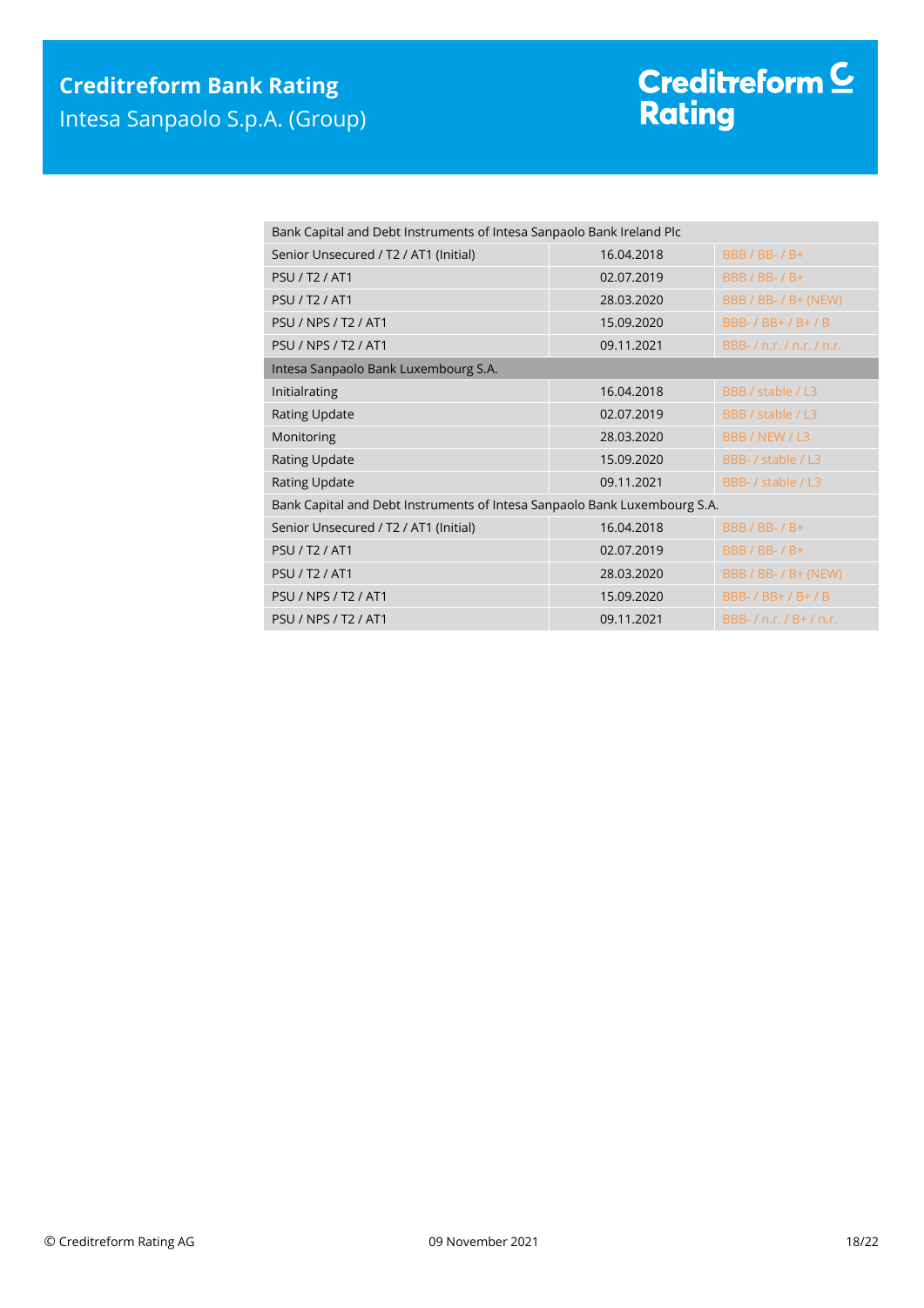| Bank Capital and Debt Instruments of Intesa Sanpaolo Bank Ireland Plc | | |
|---|---|---|
| Senior Unsecured / T2 / AT1 (Initial) | 16.04.2018 | BBB / BB- / B+ |
| PSU / T2 / AT1 | 02.07.2019 | BBB / BB- / B+ |
| PSU / T2 / AT1 | 28.03.2020 | BBB / BB- / B+ (NEW) |
| PSU / NPS / T2 / AT1 | 15.09.2020 | BBB- / BB+ / B+ / B |
| PSU / NPS / T2 / AT1 | 09.11.2021 | BBB- / n.r. / n.r. / n.r. |
| **Intesa Sanpaolo Bank Luxembourg S.A.** | | |
| Initialrating | 16.04.2018 | BBB / stable / L3 |
| Rating Update | 02.07.2019 | BBB / stable / L3 |
| Monitoring | 28.03.2020 | BBB / NEW / L3 |
| Rating Update | 15.09.2020 | BBB- / stable / L3 |
| Rating Update | 09.11.2021 | BBB- / stable / L3 |
| **Bank Capital and Debt Instruments of Intesa Sanpaolo Bank Luxembourg S.A.** | | |
| Senior Unsecured / T2 / AT1 (Initial) | 16.04.2018 | BBB / BB- / B+ |
| PSU / T2 / AT1 | 02.07.2019 | BBB / BB- / B+ |
| PSU / T2 / AT1 | 28.03.2020 | BBB / BB- / B+ (NEW) |
| PSU / NPS / T2 / AT1 | 15.09.2020 | BBB- / BB+ / B+ / B |
| PSU / NPS / T2 / AT1 | 09.11.2021 | BBB- / n.r. / B+ / n.r. |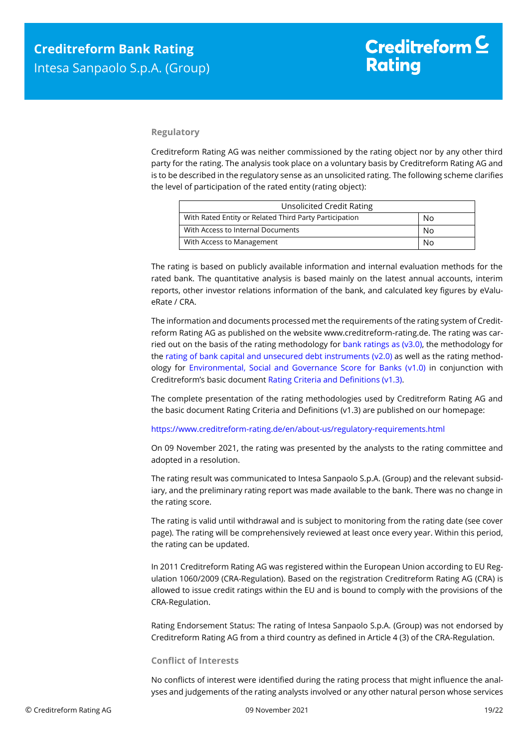## Regulatory

Creditreform Rating AG was neither commissioned by the rating object nor by any other third party for the rating. The analysis took place on a voluntary basis by Creditreform Rating AG and is to be described in the regulatory sense as an unsolicited rating. The following scheme clarifies the level of participation of the rated entity (rating object):

| Unsolicited Credit Rating | |
|---|---|
| With Rated Entity or Related Third Party Participation | No |
| With Access to Internal Documents | No |
| With Access to Management | No |

The rating is based on publicly available information and internal evaluation methods for the rated bank. The quantitative analysis is based mainly on the latest annual accounts, interim reports, other investor relations information of the bank, and calculated key figures by eValueRate / CRA.

The information and documents processed met the requirements of the rating system of Creditreform Rating AG as published on the website www.creditreform-rating.de. The rating was carried out on the basis of the rating methodology for bank ratings as (v3.0), the methodology for the rating of bank capital and unsecured debt instruments (v2.0) as well as the rating methodology for Environmental, Social and Governance Score for Banks (v1.0) in conjunction with Creditreform's basic document Rating Criteria and Definitions (v1.3).

The complete presentation of the rating methodologies used by Creditreform Rating AG and the basic document Rating Criteria and Definitions (v1.3) are published on our homepage:

https://www.creditreform-rating.de/en/about-us/regulatory-requirements.html

On 09 November 2021, the rating was presented by the analysts to the rating committee and adopted in a resolution.

The rating result was communicated to Intesa Sanpaolo S.p.A. (Group) and the relevant subsidiary, and the preliminary rating report was made available to the bank. There was no change in the rating score.

The rating is valid until withdrawal and is subject to monitoring from the rating date (see cover page). The rating will be comprehensively reviewed at least once every year. Within this period, the rating can be updated.

In 2011 Creditreform Rating AG was registered within the European Union according to EU Regulation 1060/2009 (CRA-Regulation). Based on the registration Creditreform Rating AG (CRA) is allowed to issue credit ratings within the EU and is bound to comply with the provisions of the CRA-Regulation.

Rating Endorsement Status: The rating of Intesa Sanpaolo S.p.A. (Group) was not endorsed by Creditreform Rating AG from a third country as defined in Article 4 (3) of the CRA-Regulation.

## Conflict of Interests

No conflicts of interest were identified during the rating process that might influence the analyses and judgements of the rating analysts involved or any other natural person whose services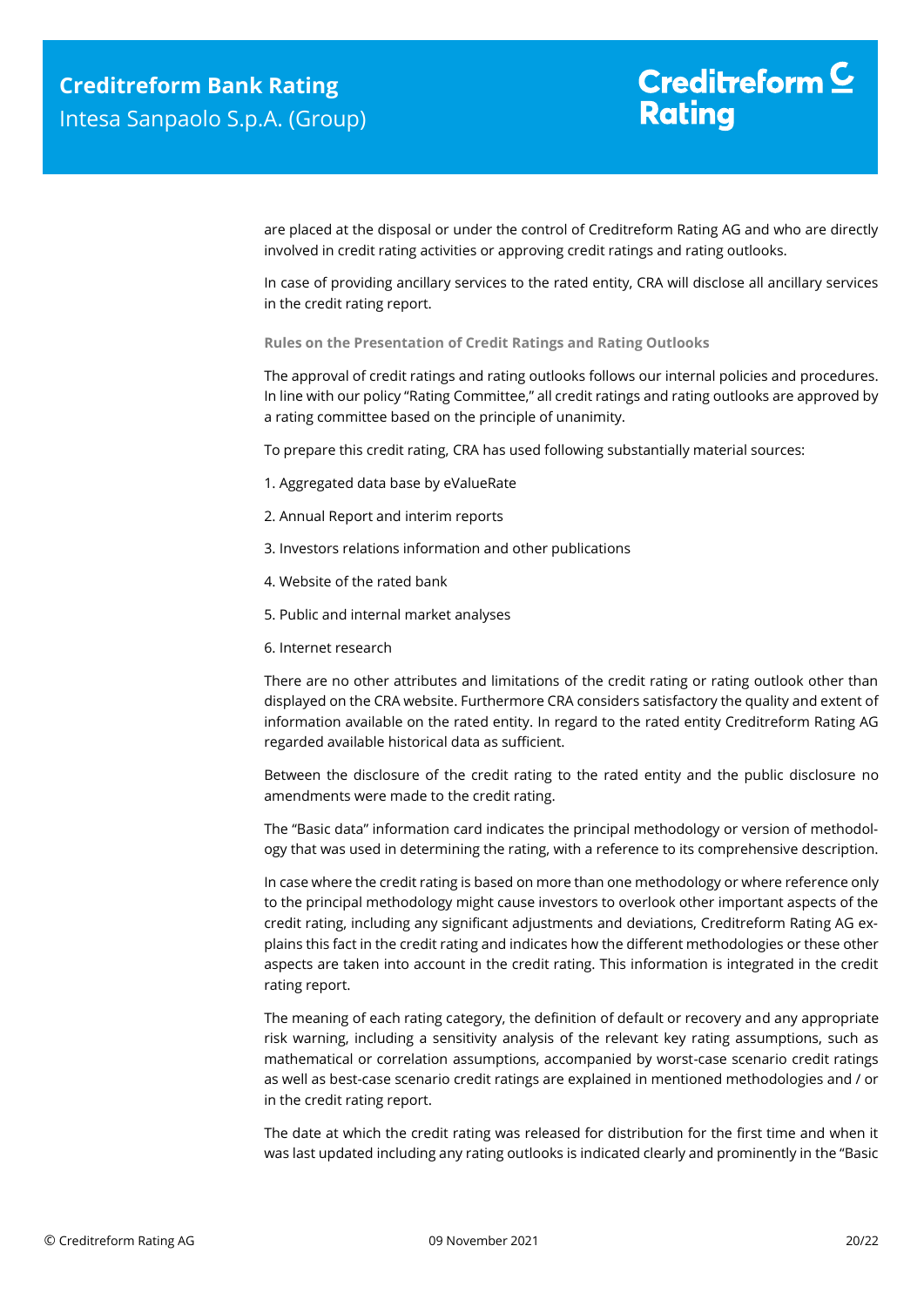are placed at the disposal or under the control of Creditreform Rating AG and who are directly involved in credit rating activities or approving credit ratings and rating outlooks.

In case of providing ancillary services to the rated entity, CRA will disclose all ancillary services in the credit rating report.

**Rules on the Presentation of Credit Ratings and Rating Outlooks**

The approval of credit ratings and rating outlooks follows our internal policies and procedures. In line with our policy "Rating Committee," all credit ratings and rating outlooks are approved by a rating committee based on the principle of unanimity.

To prepare this credit rating, CRA has used following substantially material sources:

1. Aggregated data base by eValueRate
2. Annual Report and interim reports
3. Investors relations information and other publications
4. Website of the rated bank
5. Public and internal market analyses
6. Internet research

There are no other attributes and limitations of the credit rating or rating outlook other than displayed on the CRA website. Furthermore CRA considers satisfactory the quality and extent of information available on the rated entity. In regard to the rated entity Creditreform Rating AG regarded available historical data as sufficient.

Between the disclosure of the credit rating to the rated entity and the public disclosure no amendments were made to the credit rating.

The "Basic data" information card indicates the principal methodology or version of methodology that was used in determining the rating, with a reference to its comprehensive description.

In case where the credit rating is based on more than one methodology or where reference only to the principal methodology might cause investors to overlook other important aspects of the credit rating, including any significant adjustments and deviations, Creditreform Rating AG explains this fact in the credit rating and indicates how the different methodologies or these other aspects are taken into account in the credit rating. This information is integrated in the credit rating report.

The meaning of each rating category, the definition of default or recovery and any appropriate risk warning, including a sensitivity analysis of the relevant key rating assumptions, such as mathematical or correlation assumptions, accompanied by worst-case scenario credit ratings as well as best-case scenario credit ratings are explained in mentioned methodologies and / or in the credit rating report.

The date at which the credit rating was released for distribution for the first time and when it was last updated including any rating outlooks is indicated clearly and prominently in the "Basic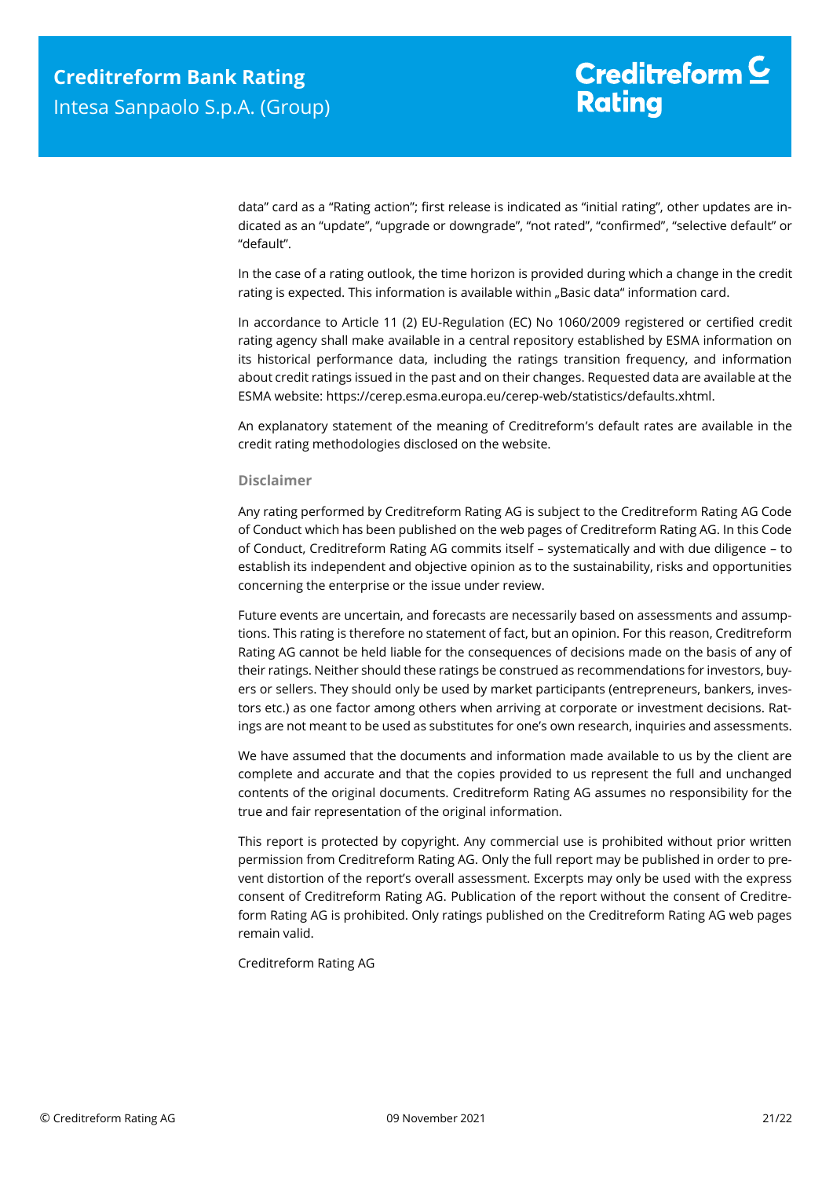data" card as a "Rating action"; first release is indicated as "initial rating", other updates are indicated as an "update", "upgrade or downgrade", "not rated", "confirmed", "selective default" or "default".

In the case of a rating outlook, the time horizon is provided during which a change in the credit rating is expected. This information is available within „Basic data" information card.

In accordance to Article 11 (2) EU-Regulation (EC) No 1060/2009 registered or certified credit rating agency shall make available in a central repository established by ESMA information on its historical performance data, including the ratings transition frequency, and information about credit ratings issued in the past and on their changes. Requested data are available at the ESMA website: https://cerep.esma.europa.eu/cerep-web/statistics/defaults.xhtml.

An explanatory statement of the meaning of Creditreform's default rates are available in the credit rating methodologies disclosed on the website.

### Disclaimer

Any rating performed by Creditreform Rating AG is subject to the Creditreform Rating AG Code of Conduct which has been published on the web pages of Creditreform Rating AG. In this Code of Conduct, Creditreform Rating AG commits itself – systematically and with due diligence – to establish its independent and objective opinion as to the sustainability, risks and opportunities concerning the enterprise or the issue under review.

Future events are uncertain, and forecasts are necessarily based on assessments and assumptions. This rating is therefore no statement of fact, but an opinion. For this reason, Creditreform Rating AG cannot be held liable for the consequences of decisions made on the basis of any of their ratings. Neither should these ratings be construed as recommendations for investors, buyers or sellers. They should only be used by market participants (entrepreneurs, bankers, investors etc.) as one factor among others when arriving at corporate or investment decisions. Ratings are not meant to be used as substitutes for one's own research, inquiries and assessments.

We have assumed that the documents and information made available to us by the client are complete and accurate and that the copies provided to us represent the full and unchanged contents of the original documents. Creditreform Rating AG assumes no responsibility for the true and fair representation of the original information.

This report is protected by copyright. Any commercial use is prohibited without prior written permission from Creditreform Rating AG. Only the full report may be published in order to prevent distortion of the report's overall assessment. Excerpts may only be used with the express consent of Creditreform Rating AG. Publication of the report without the consent of Creditreform Rating AG is prohibited. Only ratings published on the Creditreform Rating AG web pages remain valid.

Creditreform Rating AG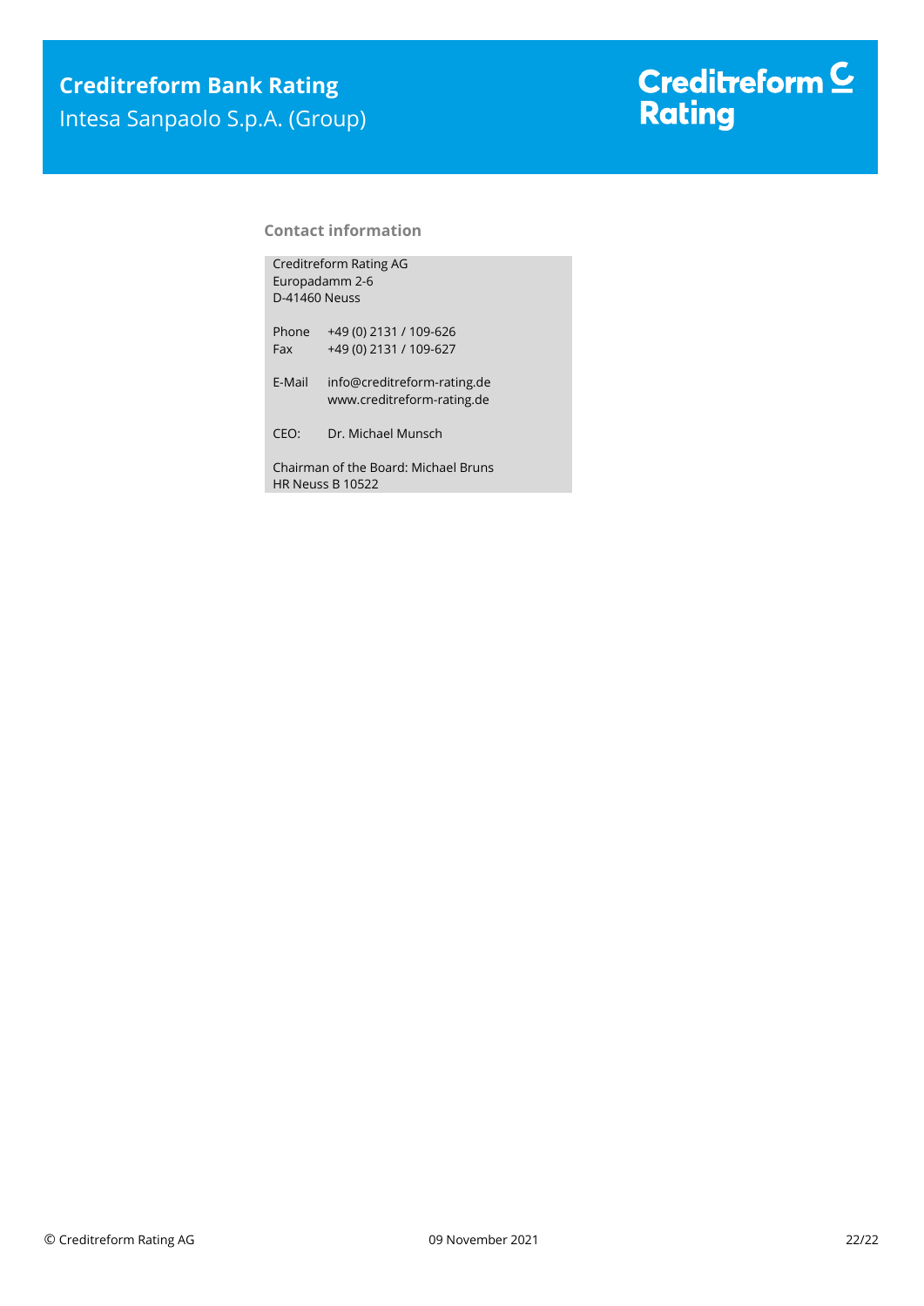### Contact information

Creditreform Rating AG
Europadamm 2-6
D-41460 Neuss

Phone +49 (0) 2131 / 109-626
Fax +49 (0) 2131 / 109-627

E-Mail info@creditreform-rating.de
www.creditreform-rating.de

CEO: Dr. Michael Munsch

Chairman of the Board: Michael Bruns
HR Neuss B 10522